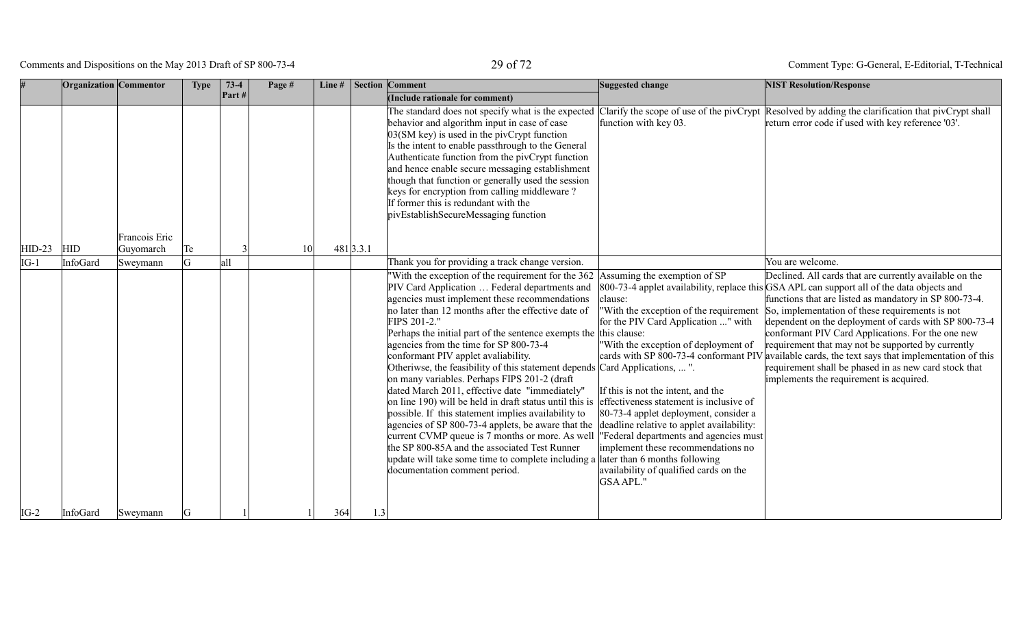| # | Organization | Commentor | Type | 73-4 Part # | Page # | Line # | Section | Comment (Include rationale for comment) | Suggested change | NIST Resolution/Response |
|---|---|---|---|---|---|---|---|---|---|---|
| HID-23 | HID | Francois Eric Guyomarch | Te | 3 | 10 | 481 | 3.3.1 | The standard does not specify what is the expected behavior and algorithm input in case of case 03(SM key) is used in the pivCrypt function Is the intent to enable passthrough to the General Authenticate function from the pivCrypt function and hence enable secure messaging establishment though that function or generally used the session keys for encryption from calling middleware ? If former this is redundant with the pivEstablishSecureMessaging function | Clarify the scope of use of the pivCrypt function with key 03. | Resolved by adding the clarification that pivCrypt shall return error code if used with key reference '03'. |
| IG-1 | InfoGard | Sweymann | G | all | | | | Thank you for providing a track change version. | | You are welcome. |
| IG-2 | InfoGard | Sweymann | G | 1 | 1 | 364 | 1.3 | "With the exception of the requirement for the 362 PIV Card Application … Federal departments and agencies must implement these recommendations no later than 12 months after the effective date of FIPS 201-2." Perhaps the initial part of the sentence exempts the agencies from the time for SP 800-73-4 conformant PIV applet avaliability. Otherwse, the feasibility of this statement depends on many variables. Perhaps FIPS 201-2 (draft dated March 2011, effective date "immediately" on line 190) will be held in draft status until this is possible. If this statement implies availability to agencies of SP 800-73-4 applets, be aware that the current CVMP queue is 7 months or more. As well the SP 800-85A and the associated Test Runner update will take some time to complete including a documentation comment period. | Assuming the exemption of SP 800-73-4 applet availability, replace this clause: "With the exception of the requirement for the PIV Card Application ..." with this clause: "With the exception of deployment of cards with SP 800-73-4 conformant PIV Card Applications, ... ". If this is not the intent, and the effectiveness statement is inclusive of 80-73-4 applet deployment, consider a deadline relative to applet availability: "Federal departments and agencies must implement these recommendations no later than 6 months following availability of qualified cards on the GSA APL." | Declined. All cards that are currently available on the GSA APL can support all of the data objects and functions that are listed as mandatory in SP 800-73-4. So, implementation of these requirements is not dependent on the deployment of cards with SP 800-73-4 conformant PIV Card Applications. For the one new requirement that may not be supported by currently available cards, the text says that implementation of this requirement shall be phased in as new card stock that implements the requirement is acquired. |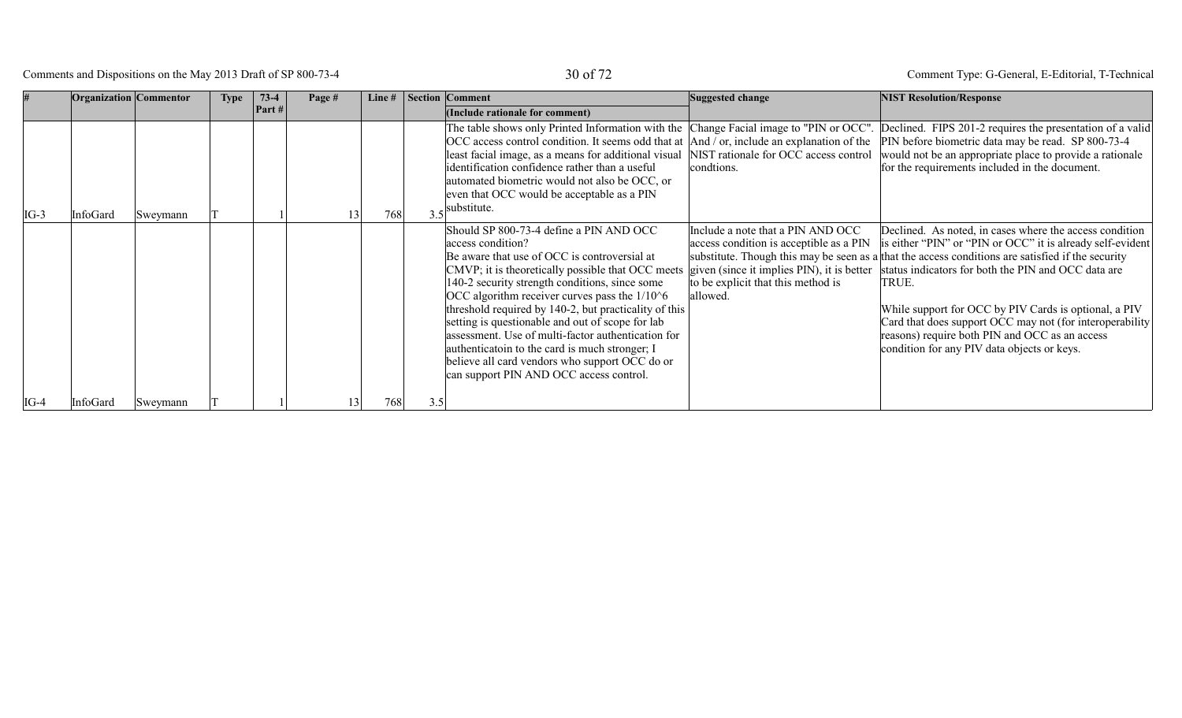| # | Organization | Commentor | Type | 73-4 Part # | Page # | Line # | Section | Comment (Include rationale for comment) | Suggested change | NIST Resolution/Response |
|---|---|---|---|---|---|---|---|---|---|---|
| IG-3 | InfoGard | Sweymann | T | 1 | 13 | 768 | 3.5 | The table shows only Printed Information with the OCC access control condition. It seems odd that at least facial image, as a means for additional visual identification confidence rather than a useful automated biometric would not also be OCC, or even that OCC would be acceptable as a PIN substitute. | Change Facial image to "PIN or OCC". And / or, include an explanation of the NIST rationale for OCC access control condtions. | Declined. FIPS 201-2 requires the presentation of a valid PIN before biometric data may be read. SP 800-73-4 would not be an appropriate place to provide a rationale for the requirements included in the document. |
| IG-4 | InfoGard | Sweymann | T | 1 | 13 | 768 | 3.5 | Should SP 800-73-4 define a PIN AND OCC access condition?<br>Be aware that use of OCC is controversial at CMVP; it is theoretically possible that OCC meets 140-2 security strength conditions, since some OCC algorithm receiver curves pass the 1/10^6 threshold required by 140-2, but practicality of this setting is questionable and out of scope for lab assessment. Use of multi-factor authentication for authenticatoin to the card is much stronger; I believe all card vendors who support OCC do or can support PIN AND OCC access control. | Include a note that a PIN AND OCC access condition is acceptible as a PIN substitute. Though this may be seen as a given (since it implies PIN), it is better to be explicit that this method is allowed. | Declined. As noted, in cases where the access condition is either "PIN" or "PIN or OCC" it is already self-evident that the access conditions are satisfied if the security status indicators for both the PIN and OCC data are TRUE.<br><br>While support for OCC by PIV Cards is optional, a PIV Card that does support OCC may not (for interoperability reasons) require both PIN and OCC as an access condition for any PIV data objects or keys. |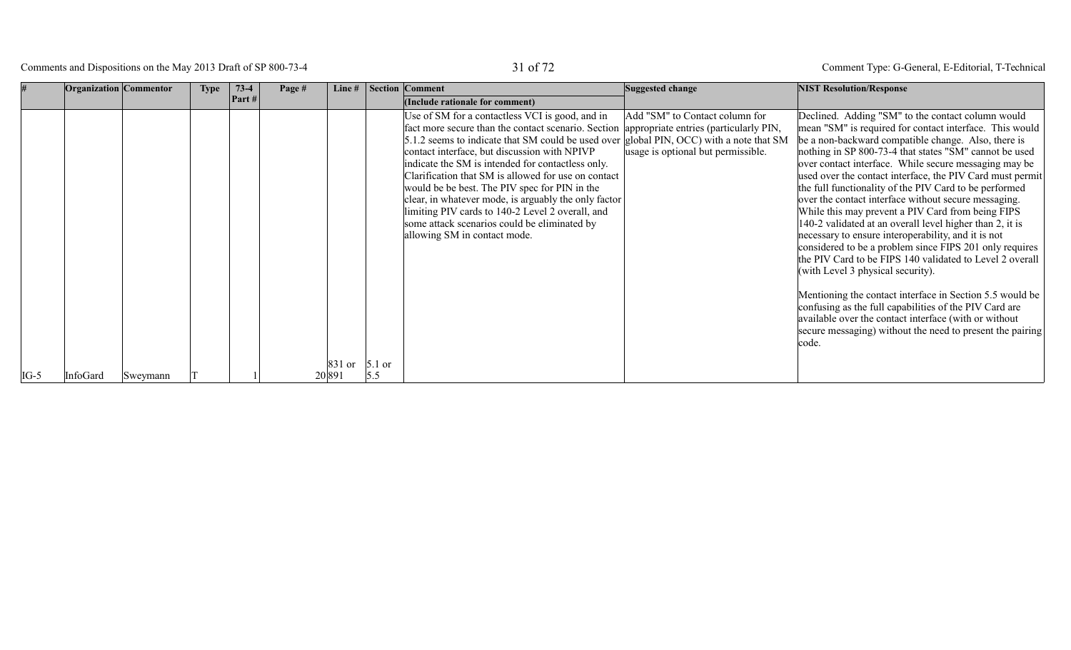| # | Organization | Commentor | Type | 73-4 Part # | Page # | Line # | Section | Comment (Include rationale for comment) | Suggested change | NIST Resolution/Response |
|---|---|---|---|---|---|---|---|---|---|---|
| IG-5 | InfoGard | Sweymann | T | 1 | 20 | 831 or 891 | 5.1 or 5.5 | Use of SM for a contactless VCI is good, and in fact more secure than the contact scenario. Section 5.1.2 seems to indicate that SM could be used over contact interface, but discussion with NPIVP indicate the SM is intended for contactless only. Clarification that SM is allowed for use on contact would be be best. The PIV spec for PIN in the clear, in whatever mode, is arguably the only factor limiting PIV cards to 140-2 Level 2 overall, and some attack scenarios could be eliminated by allowing SM in contact mode. | Add "SM" to Contact column for appropriate entries (particularly PIN, global PIN, OCC) with a note that SM usage is optional but permissible. | Declined. Adding "SM" to the contact column would mean "SM" is required for contact interface. This would be a non-backward compatible change. Also, there is nothing in SP 800-73-4 that states "SM" cannot be used over contact interface. While secure messaging may be used over the contact interface, the PIV Card must permit the full functionality of the PIV Card to be performed over the contact interface without secure messaging. While this may prevent a PIV Card from being FIPS 140-2 validated at an overall level higher than 2, it is necessary to ensure interoperability, and it is not considered to be a problem since FIPS 201 only requires the PIV Card to be FIPS 140 validated to Level 2 overall (with Level 3 physical security).<br><br>Mentioning the contact interface in Section 5.5 would be confusing as the full capabilities of the PIV Card are available over the contact interface (with or without secure messaging) without the need to present the pairing code. |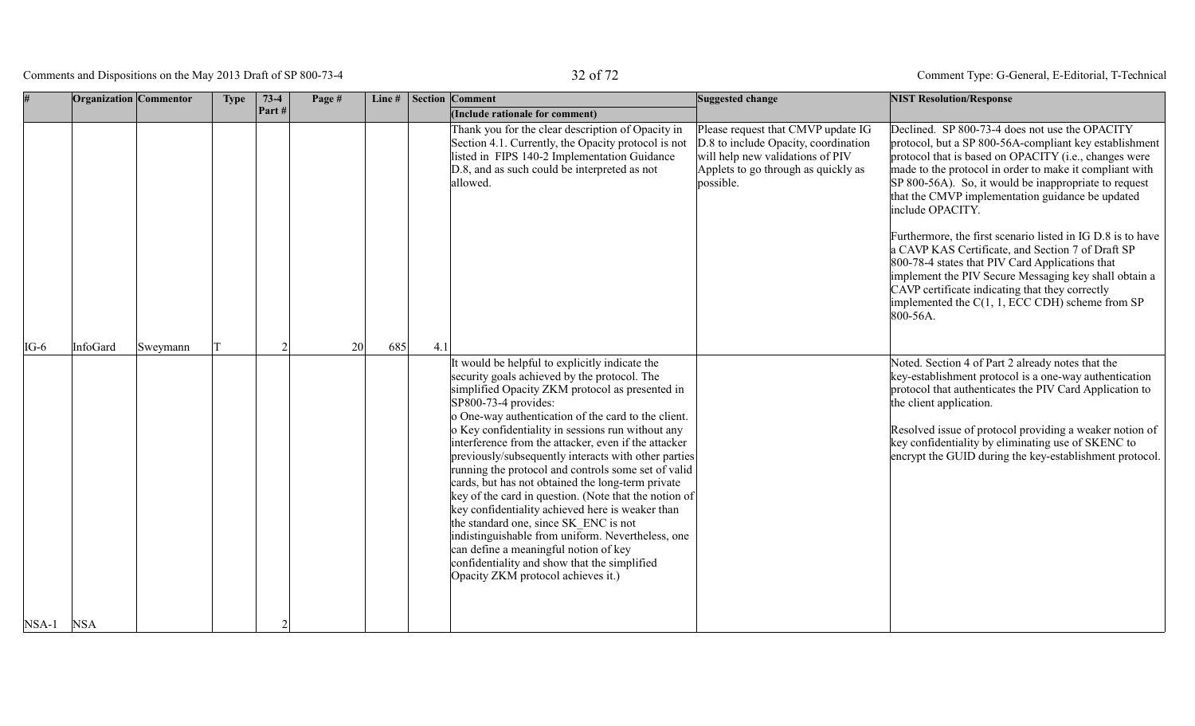| # | Organization | Commentor | Type | 73-4 Part # | Page # | Line # | Section | Comment (Include rationale for comment) | Suggested change | NIST Resolution/Response |
|---|---|---|---|---|---|---|---|---|---|---|
| IG-6 | InfoGard | Sweymann | T | 2 | 20 | 685 | 4.1 | Thank you for the clear description of Opacity in Section 4.1. Currently, the Opacity protocol is not listed in FIPS 140-2 Implementation Guidance D.8, and as such could be interpreted as not allowed. | Please request that CMVP update IG D.8 to include Opacity, coordination will help new validations of PIV Applets to go through as quickly as possible. | Declined. SP 800-73-4 does not use the OPACITY protocol, but a SP 800-56A-compliant key establishment protocol that is based on OPACITY (i.e., changes were made to the protocol in order to make it compliant with SP 800-56A). So, it would be inappropriate to request that the CMVP implementation guidance be updated include OPACITY.<br><br>Furthermore, the first scenario listed in IG D.8 is to have a CAVP KAS Certificate, and Section 7 of Draft SP 800-78-4 states that PIV Card Applications that implement the PIV Secure Messaging key shall obtain a CAVP certificate indicating that they correctly implemented the C(1, 1, ECC CDH) scheme from SP 800-56A. |
| NSA-1 | NSA | | | 2 | | | | It would be helpful to explicitly indicate the security goals achieved by the protocol. The simplified Opacity ZKM protocol as presented in SP800-73-4 provides:<br>o One-way authentication of the card to the client.<br>o Key confidentiality in sessions run without any interference from the attacker, even if the attacker previously/subsequently interacts with other parties running the protocol and controls some set of valid cards, but has not obtained the long-term private key of the card in question. (Note that the notion of key confidentiality achieved here is weaker than the standard one, since SK_ENC is not indistinguishable from uniform. Nevertheless, one can define a meaningful notion of key confidentiality and show that the simplified Opacity ZKM protocol achieves it.) | | Noted. Section 4 of Part 2 already notes that the key-establishment protocol is a one-way authentication protocol that authenticates the PIV Card Application to the client application.<br><br>Resolved issue of protocol providing a weaker notion of key confidentiality by eliminating use of SKENC to encrypt the GUID during the key-establishment protocol. |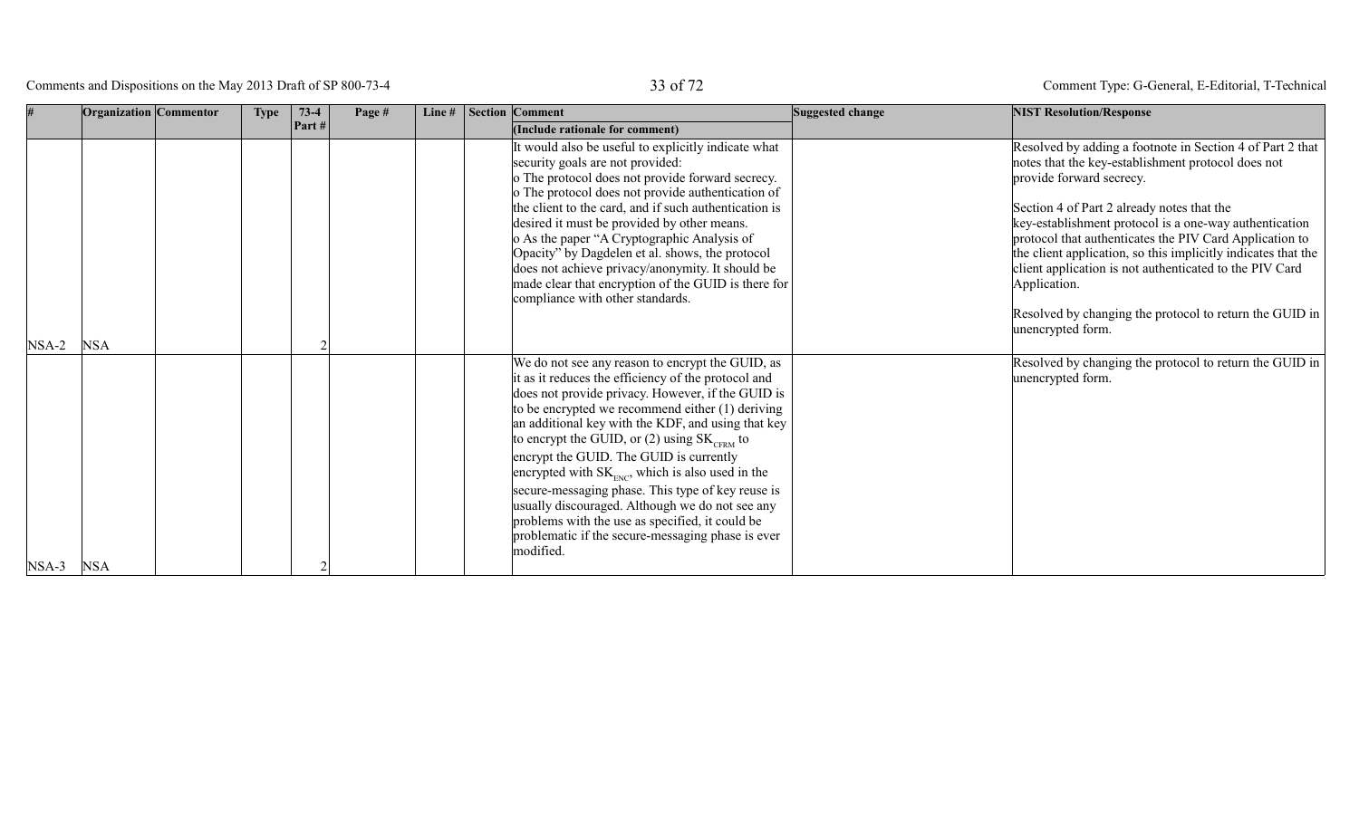| # | Organization | Commentor | Type | 73-4 Part # | Page # | Line # | Section | Comment (Include rationale for comment) | Suggested change | NIST Resolution/Response |
|---|---|---|---|---|---|---|---|---|---|---|
| NSA-2 | NSA | | | 2 | | | | It would also be useful to explicitly indicate what security goals are not provided:<br>o The protocol does not provide forward secrecy.<br>o The protocol does not provide authentication of the client to the card, and if such authentication is desired it must be provided by other means.<br>o As the paper "A Cryptographic Analysis of Opacity" by Dagdelen et al. shows, the protocol does not achieve privacy/anonymity. It should be made clear that encryption of the GUID is there for compliance with other standards. | | Resolved by adding a footnote in Section 4 of Part 2 that notes that the key-establishment protocol does not provide forward secrecy.<br><br>Section 4 of Part 2 already notes that the key-establishment protocol is a one-way authentication protocol that authenticates the PIV Card Application to the client application, so this implicitly indicates that the client application is not authenticated to the PIV Card Application.<br><br>Resolved by changing the protocol to return the GUID in unencrypted form. |
| NSA-3 | NSA | | | 2 | | | | We do not see any reason to encrypt the GUID, as it as it reduces the efficiency of the protocol and does not provide privacy. However, if the GUID is to be encrypted we recommend either (1) deriving an additional key with the KDF, and using that key to encrypt the GUID, or (2) using $SK_{CFRM}$ to encrypt the GUID. The GUID is currently encrypted with $SK_{ENC}$, which is also used in the secure-messaging phase. This type of key reuse is usually discouraged. Although we do not see any problems with the use as specified, it could be problematic if the secure-messaging phase is ever modified. | | Resolved by changing the protocol to return the GUID in unencrypted form. |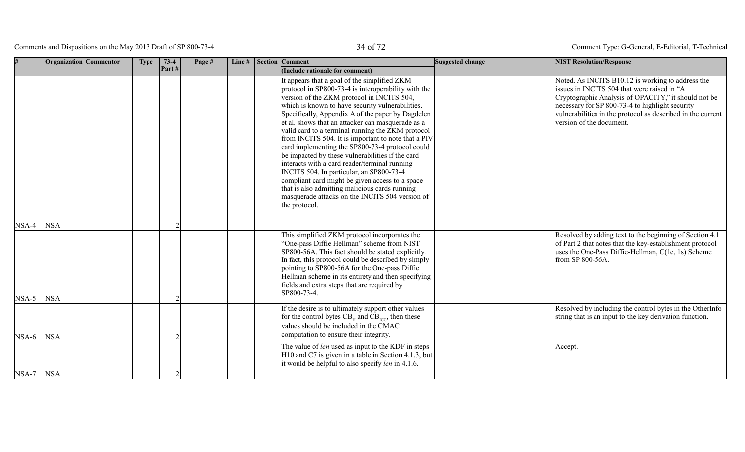| # | Organization | Commentor | Type | 73-4 Part # | Page # | Line # | Section | Comment (Include rationale for comment) | Suggested change | NIST Resolution/Response |
|---|---|---|---|---|---|---|---|---|---|---|
| NSA-4 | NSA | | | 2 | | | | It appears that a goal of the simplified ZKM protocol in SP800-73-4 is interoperability with the version of the ZKM protocol in INCITS 504, which is known to have security vulnerabilities. Specifically, Appendix A of the paper by Dagdelen et al. shows that an attacker can masquerade as a valid card to a terminal running the ZKM protocol from INCITS 504. It is important to note that a PIV card implementing the SP800-73-4 protocol could be impacted by these vulnerabilities if the card interacts with a card reader/terminal running INCITS 504. In particular, an SP800-73-4 compliant card might be given access to a space that is also admitting malicious cards running masquerade attacks on the INCITS 504 version of the protocol. | | Noted. As INCITS B10.12 is working to address the issues in INCITS 504 that were raised in "A Cryptographic Analysis of OPACITY," it should not be necessary for SP 800-73-4 to highlight security vulnerabilities in the protocol as described in the current version of the document. |
| NSA-5 | NSA | | | 2 | | | | This simplified ZKM protocol incorporates the "One-pass Diffie Hellman" scheme from NIST SP800-56A. This fact should be stated explicitly. In fact, this protocol could be described by simply pointing to SP800-56A for the One-pass Diffie Hellman scheme in its entirety and then specifying fields and extra steps that are required by SP800-73-4. | | Resolved by adding text to the beginning of Section 4.1 of Part 2 that notes that the key-establishment protocol uses the One-Pass Diffie-Hellman, C(1e, 1s) Scheme from SP 800-56A. |
| NSA-6 | NSA | | | 2 | | | | If the desire is to ultimately support other values for the control bytes $CB_H$ and $CB_{ICC}$, then these values should be included in the CMAC computation to ensure their integrity. | | Resolved by including the control bytes in the OtherInfo string that is an input to the key derivation function. |
| NSA-7 | NSA | | | 2 | | | | The value of *len* used as input to the KDF in steps H10 and C7 is given in a table in Section 4.1.3, but it would be helpful to also specify *len* in 4.1.6. | | Accept. |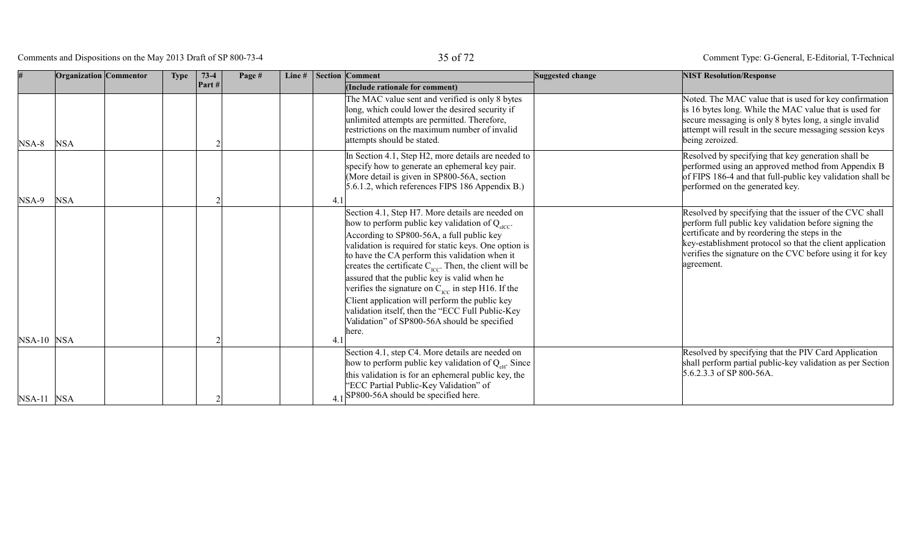| # | Organization | Commentor | Type | 73-4 Part # | Page # | Line # | Section | Comment (Include rationale for comment) | Suggested change | NIST Resolution/Response |
|---|---|---|---|---|---|---|---|---|---|---|
| NSA-8 | NSA | | | 2 | | | | The MAC value sent and verified is only 8 bytes long, which could lower the desired security if unlimited attempts are permitted. Therefore, restrictions on the maximum number of invalid attempts should be stated. | | Noted. The MAC value that is used for key confirmation is 16 bytes long. While the MAC value that is used for secure messaging is only 8 bytes long, a single invalid attempt will result in the secure messaging session keys being zeroized. |
| NSA-9 | NSA | | | 2 | | | 4.1 | In Section 4.1, Step H2, more details are needed to specify how to generate an ephemeral key pair. (More detail is given in SP800-56A, section 5.6.1.2, which references FIPS 186 Appendix B.) | | Resolved by specifying that key generation shall be performed using an approved method from Appendix B of FIPS 186-4 and that full-public key validation shall be performed on the generated key. |
| NSA-10 | NSA | | | 2 | | | 4.1 | Section 4.1, Step H7. More details are needed on how to perform public key validation of $Q_{sICC}$. According to SP800-56A, a full public key validation is required for static keys. One option is to have the CA perform this validation when it creates the certificate $C_{ICC}$. Then, the client will be assured that the public key is valid when he verifies the signature on $C_{ICC}$ in step H16. If the Client application will perform the public key validation itself, then the "ECC Full Public-Key Validation" of SP800-56A should be specified here. | | Resolved by specifying that the issuer of the CVC shall perform full public key validation before signing the certificate and by reordering the steps in the key-establishment protocol so that the client application verifies the signature on the CVC before using it for key agreement. |
| NSA-11 | NSA | | | 2 | | | 4.1 | Section 4.1, step C4. More details are needed on how to perform public key validation of $Q_{eH}$. Since this validation is for an ephemeral public key, the "ECC Partial Public-Key Validation" of SP800-56A should be specified here. | | Resolved by specifying that the PIV Card Application shall perform partial public-key validation as per Section 5.6.2.3.3 of SP 800-56A. |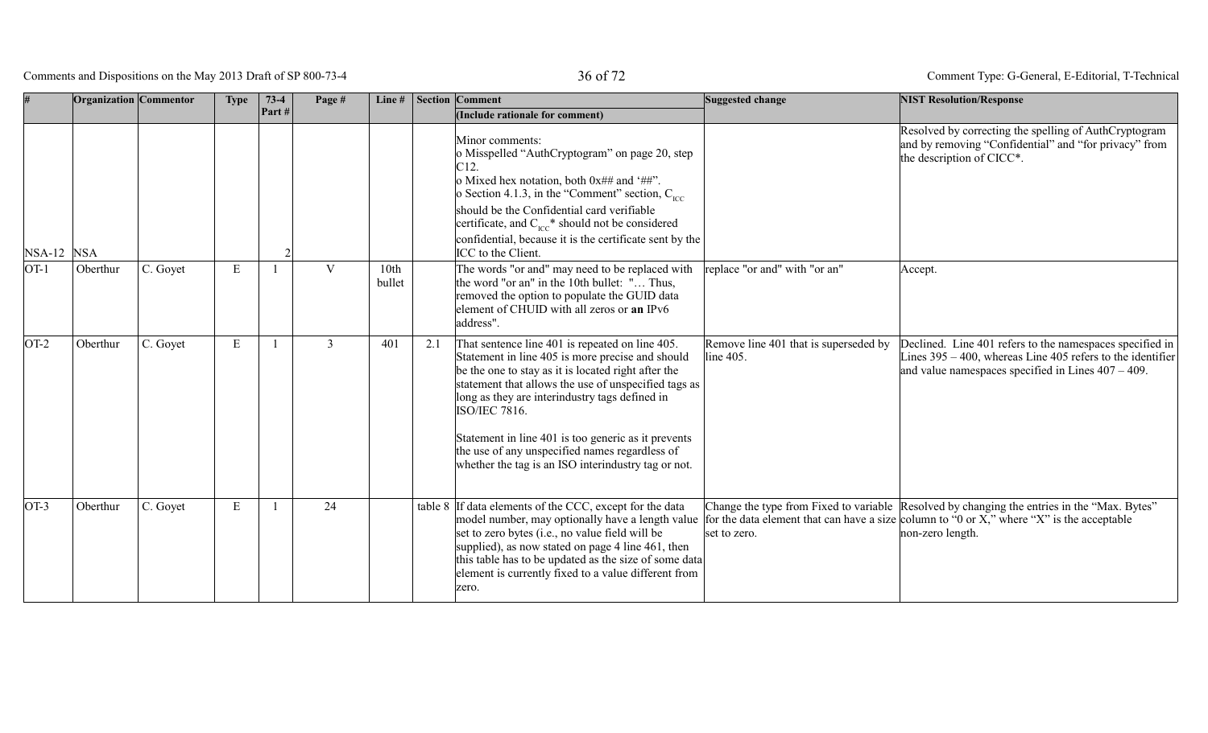| # | Organization | Commentor | Type | 73-4 Part # | Page # | Line # | Section | Comment (Include rationale for comment) | Suggested change | NIST Resolution/Response |
|---|---|---|---|---|---|---|---|---|---|---|
| NSA-12 | NSA | | | 2 | | | | Minor comments: o Misspelled "AuthCryptogram" on page 20, step C12. o Mixed hex notation, both 0x## and '##". o Section 4.1.3, in the "Comment" section, $C_{ICC}$ should be the Confidential card verifiable certificate, and $C_{ICC}$* should not be considered confidential, because it is the certificate sent by the ICC to the Client. | | Resolved by correcting the spelling of AuthCryptogram and by removing "Confidential" and "for privacy" from the description of CICC*. |
| OT-1 | Oberthur | C. Goyet | E | 1 | V | 10th bullet | | The words "or and" may need to be replaced with the word "or an" in the 10th bullet: "… Thus, removed the option to populate the GUID data element of CHUID with all zeros or **an** IPv6 address". | replace "or and" with "or an" | Accept. |
| OT-2 | Oberthur | C. Goyet | E | 1 | 3 | 401 | 2.1 | That sentence line 401 is repeated on line 405. Statement in line 405 is more precise and should be the one to stay as it is located right after the statement that allows the use of unspecified tags as long as they are interindustry tags defined in ISO/IEC 7816.<br><br>Statement in line 401 is too generic as it prevents the use of any unspecified names regardless of whether the tag is an ISO interindustry tag or not. | Remove line 401 that is superseded by line 405. | Declined. Line 401 refers to the namespaces specified in Lines 395 – 400, whereas Line 405 refers to the identifier and value namespaces specified in Lines 407 – 409. |
| OT-3 | Oberthur | C. Goyet | E | 1 | 24 | | table 8 | If data elements of the CCC, except for the data model number, may optionally have a length value set to zero bytes (i.e., no value field will be supplied), as now stated on page 4 line 461, then this table has to be updated as the size of some data element is currently fixed to a value different from zero. | Change the type from Fixed to variable for the data element that can have a size set to zero. | Resolved by changing the entries in the "Max. Bytes" column to "0 or X," where "X" is the acceptable non-zero length. |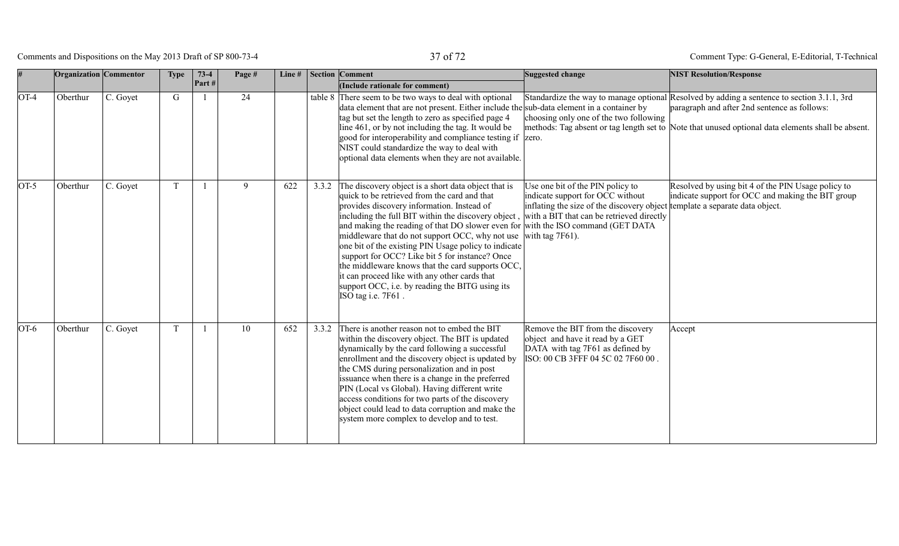| # | Organization | Commentor | Type | 73-4 Part # | Page # | Line # | Section | Comment (Include rationale for comment) | Suggested change | NIST Resolution/Response |
|---|---|---|---|---|---|---|---|---|---|---|
| OT-4 | Oberthur | C. Goyet | G | 1 | 24 | | table 8 | There seem to be two ways to deal with optional data element that are not present. Either include the tag but set the length to zero as specified page 4 line 461, or by not including the tag. It would be good for interoperability and compliance testing if NIST could standardize the way to deal with optional data elements when they are not available. | Standardize the way to manage optional sub-data element in a container by choosing only one of the two following methods: Tag absent or tag length set to zero. | Resolved by adding a sentence to section 3.1.1, 3rd paragraph and after 2nd sentence as follows: Note that unused optional data elements shall be absent. |
| OT-5 | Oberthur | C. Goyet | T | 1 | 9 | 622 | 3.3.2 | The discovery object is a short data object that is quick to be retrieved from the card and that provides discovery information. Instead of including the full BIT within the discovery object , and making the reading of that DO slower even for middleware that do not support OCC, why not use one bit of the existing PIN Usage policy to indicate support for OCC? Like bit 5 for instance? Once the middleware knows that the card supports OCC, it can proceed like with any other cards that support OCC, i.e. by reading the BITG using its ISO tag i.e. 7F61 . | Use one bit of the PIN policy to indicate support for OCC without inflating the size of the discovery object with a BIT that can be retrieved directly with the ISO command (GET DATA with tag 7F61). | Resolved by using bit 4 of the PIN Usage policy to indicate support for OCC and making the BIT group template a separate data object. |
| OT-6 | Oberthur | C. Goyet | T | 1 | 10 | 652 | 3.3.2 | There is another reason not to embed the BIT within the discovery object. The BIT is updated dynamically by the card following a successful enrollment and the discovery object is updated by the CMS during personalization and in post issuance when there is a change in the preferred PIN (Local vs Global). Having different write access conditions for two parts of the discovery object could lead to data corruption and make the system more complex to develop and to test. | Remove the BIT from the discovery object and have it read by a GET DATA with tag 7F61 as defined by ISO: 00 CB 3FFF 04 5C 02 7F60 00 . | Accept |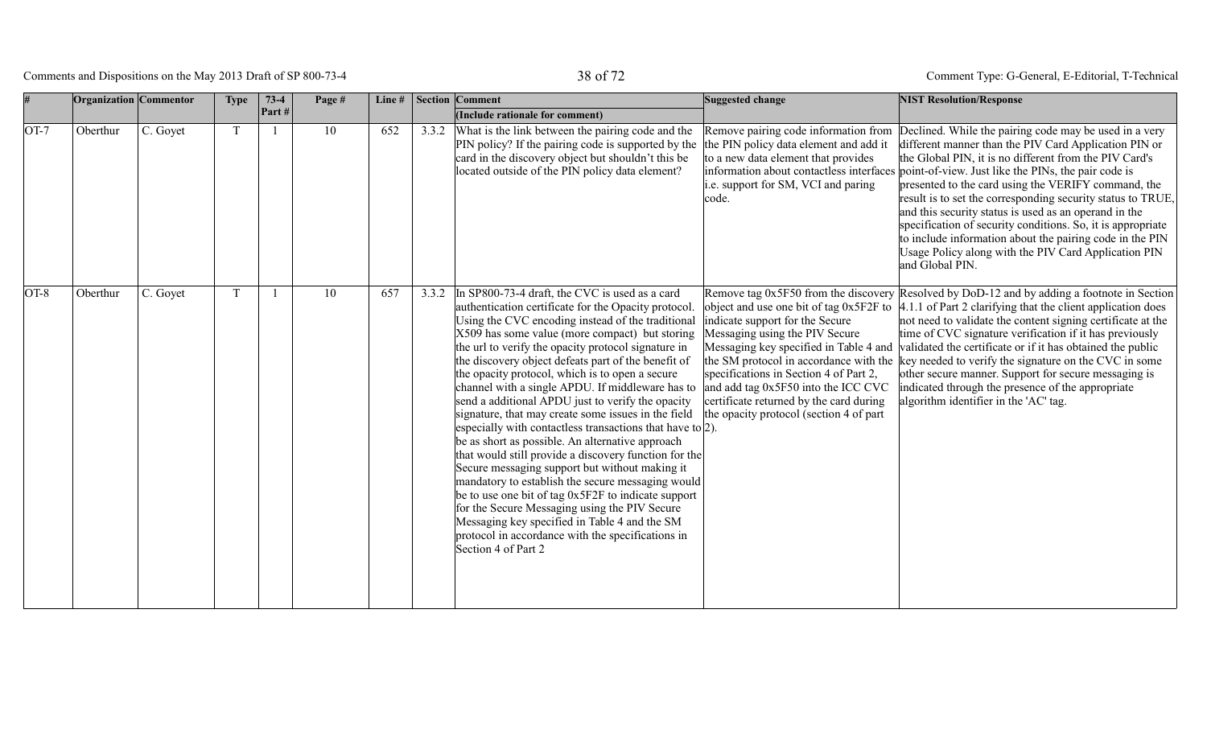| # | Organization | Commentor | Type | 73-4 Part # | Page # | Line # | Section | Comment (Include rationale for comment) | Suggested change | NIST Resolution/Response |
|---|---|---|---|---|---|---|---|---|---|---|
| OT-7 | Oberthur | C. Goyet | T | 1 | 10 | 652 | 3.3.2 | What is the link between the pairing code and the PIN policy? If the pairing code is supported by the card in the discovery object but shouldn't this be located outside of the PIN policy data element? | Remove pairing code information from the PIN policy data element and add it to a new data element that provides information about contactless interfaces i.e. support for SM, VCI and pairing code. | Declined. While the pairing code may be used in a very different manner than the PIV Card Application PIN or the Global PIN, it is no different from the PIV Card's point-of-view. Just like the PINs, the pair code is presented to the card using the VERIFY command, the result is to set the corresponding security status to TRUE, and this security status is used as an operand in the specification of security conditions. So, it is appropriate to include information about the pairing code in the PIN Usage Policy along with the PIV Card Application PIN and Global PIN. |
| OT-8 | Oberthur | C. Goyet | T | 1 | 10 | 657 | 3.3.2 | In SP800-73-4 draft, the CVC is used as a card authentication certificate for the Opacity protocol. Using the CVC encoding instead of the traditional X509 has some value (more compact) but storing the url to verify the opacity protocol signature in the discovery object defeats part of the benefit of the opacity protocol, which is to open a secure channel with a single APDU. If middleware has to send a additional APDU just to verify the opacity signature, that may create some issues in the field especially with contactless transactions that have to be as short as possible. An alternative approach that would still provide a discovery function for the Secure messaging support but without making it mandatory to establish the secure messaging would be to use one bit of tag 0x5F2F to indicate support for the Secure Messaging using the PIV Secure Messaging key specified in Table 4 and the SM protocol in accordance with the specifications in Section 4 of Part 2 | Remove tag 0x5F50 from the discovery object and use one bit of tag 0x5F2F to indicate support for the Secure Messaging using the PIV Secure Messaging key specified in Table 4 and the SM protocol in accordance with the specifications in Section 4 of Part 2, and add tag 0x5F50 into the ICC CVC certificate returned by the card during the opacity protocol (section 4 of part 2). | Resolved by DoD-12 and by adding a footnote in Section 4.1.1 of Part 2 clarifying that the client application does not need to validate the content signing certificate at the time of CVC signature verification if it has previously validated the certificate or if it has obtained the public key needed to verify the signature on the CVC in some other secure manner. Support for secure messaging is indicated through the presence of the appropriate algorithm identifier in the 'AC' tag. |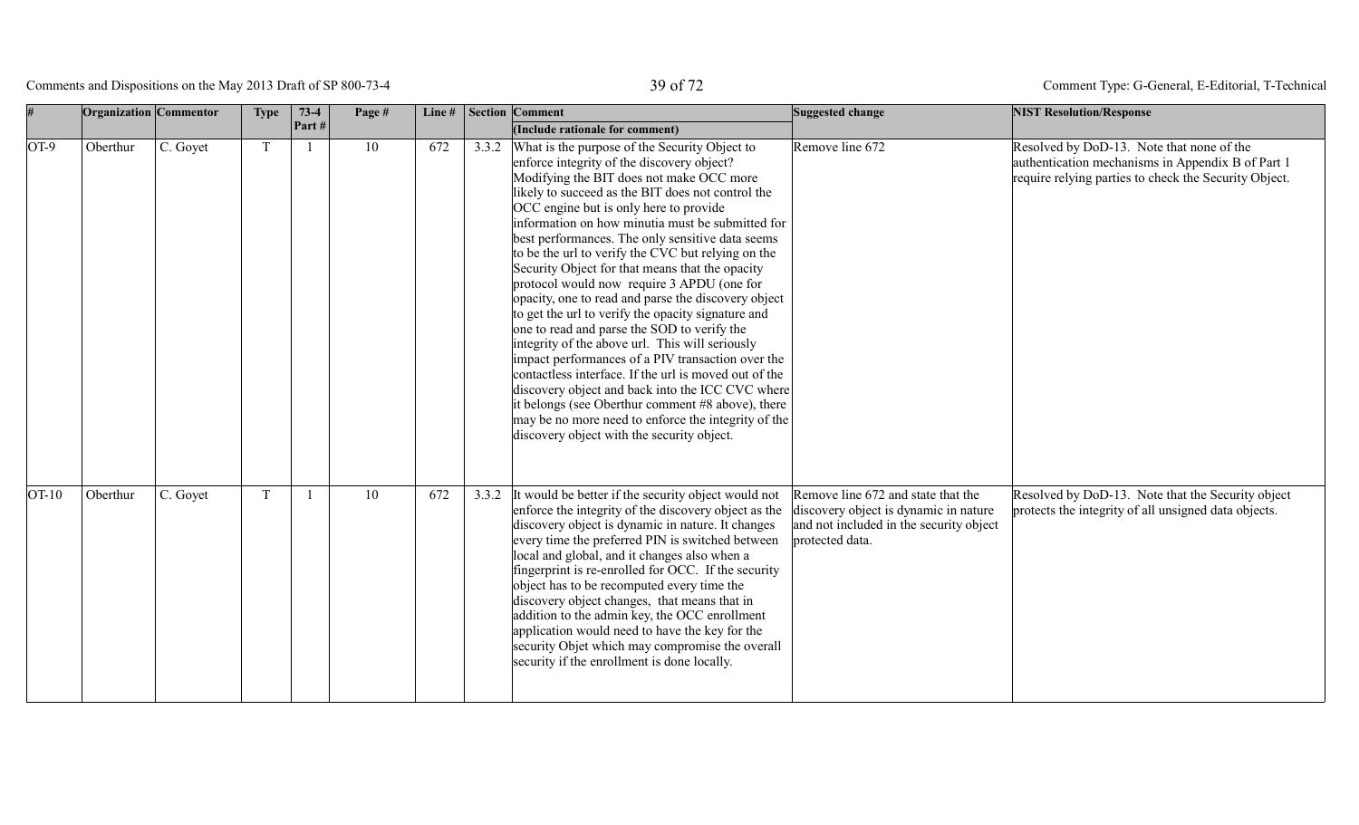| # | Organization | Commentor | Type | 73-4 Part # | Page # | Line # | Section | Comment (Include rationale for comment) | Suggested change | NIST Resolution/Response |
|---|---|---|---|---|---|---|---|---|---|---|
| OT-9 | Oberthur | C. Goyet | T | 1 | 10 | 672 | 3.3.2 | What is the purpose of the Security Object to enforce integrity of the discovery object? Modifying the BIT does not make OCC more likely to succeed as the BIT does not control the OCC engine but is only here to provide information on how minutia must be submitted for best performances. The only sensitive data seems to be the url to verify the CVC but relying on the Security Object for that means that the opacity protocol would now require 3 APDU (one for opacity, one to read and parse the discovery object to get the url to verify the opacity signature and one to read and parse the SOD to verify the integrity of the above url. This will seriously impact performances of a PIV transaction over the contactless interface. If the url is moved out of the discovery object and back into the ICC CVC where it belongs (see Oberthur comment #8 above), there may be no more need to enforce the integrity of the discovery object with the security object. | Remove line 672 | Resolved by DoD-13. Note that none of the authentication mechanisms in Appendix B of Part 1 require relying parties to check the Security Object. |
| OT-10 | Oberthur | C. Goyet | T | 1 | 10 | 672 | 3.3.2 | It would be better if the security object would not enforce the integrity of the discovery object as the discovery object is dynamic in nature. It changes every time the preferred PIN is switched between local and global, and it changes also when a fingerprint is re-enrolled for OCC. If the security object has to be recomputed every time the discovery object changes, that means that in addition to the admin key, the OCC enrollment application would need to have the key for the security Objet which may compromise the overall security if the enrollment is done locally. | Remove line 672 and state that the discovery object is dynamic in nature and not included in the security object protected data. | Resolved by DoD-13. Note that the Security object protects the integrity of all unsigned data objects. |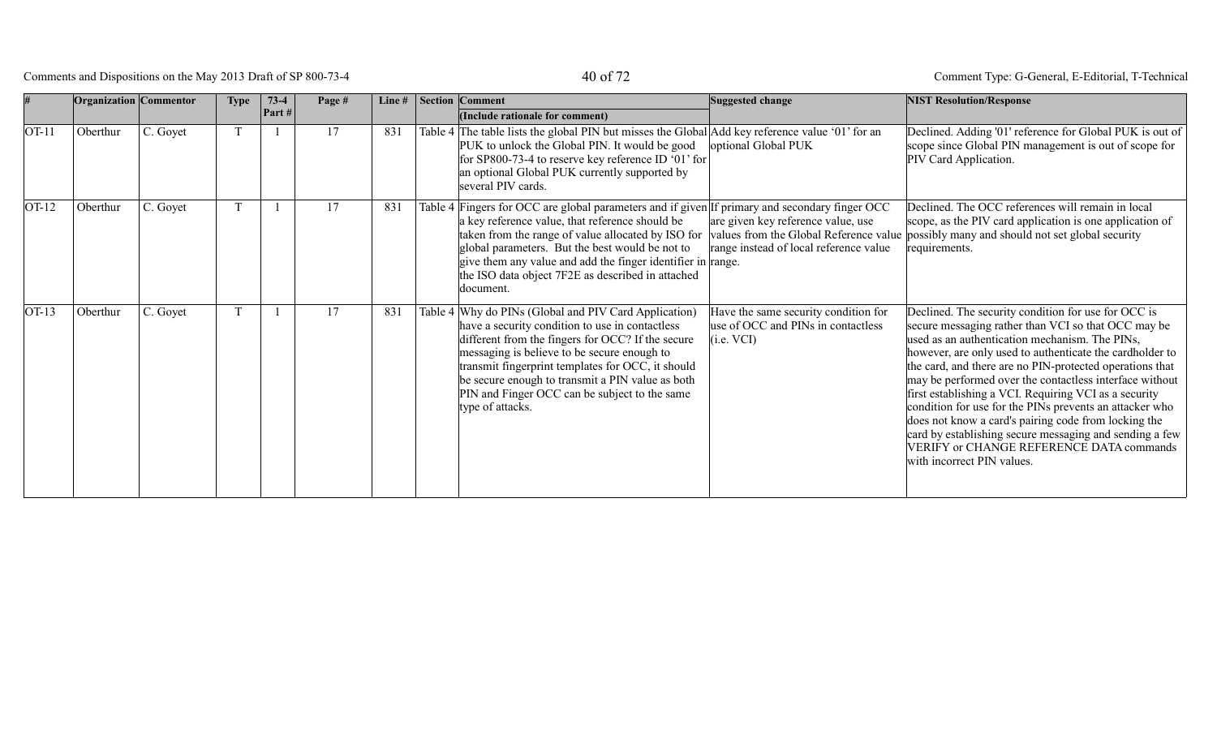| # | Organization | Commentor | Type | 73-4 Part # | Page # | Line # | Section | Comment (Include rationale for comment) | Suggested change | NIST Resolution/Response |
|---|---|---|---|---|---|---|---|---|---|---|
| OT-11 | Oberthur | C. Goyet | T | 1 | 17 | 831 | Table 4 | The table lists the global PIN but misses the Global PUK to unlock the Global PIN. It would be good for SP800-73-4 to reserve key reference ID '01' for an optional Global PUK currently supported by several PIV cards. | Add key reference value '01' for an optional Global PUK | Declined. Adding '01' reference for Global PUK is out of scope since Global PIN management is out of scope for PIV Card Application. |
| OT-12 | Oberthur | C. Goyet | T | 1 | 17 | 831 | Table 4 | Fingers for OCC are global parameters and if given a key reference value, that reference should be taken from the range of value allocated by ISO for global parameters. But the best would be not to give them any value and add the finger identifier in the ISO data object 7F2E as described in attached document. | If primary and secondary finger OCC are given key reference value, use values from the Global Reference value range instead of local reference value range. | Declined. The OCC references will remain in local scope, as the PIV card application is one application of possibly many and should not set global security requirements. |
| OT-13 | Oberthur | C. Goyet | T | 1 | 17 | 831 | Table 4 | Why do PINs (Global and PIV Card Application) have a security condition to use in contactless different from the fingers for OCC? If the secure messaging is believe to be secure enough to transmit fingerprint templates for OCC, it should be secure enough to transmit a PIN value as both PIN and Finger OCC can be subject to the same type of attacks. | Have the same security condition for use of OCC and PINs in contactless (i.e. VCI) | Declined. The security condition for use for OCC is secure messaging rather than VCI so that OCC may be used as an authentication mechanism. The PINs, however, are only used to authenticate the cardholder to the card, and there are no PIN-protected operations that may be performed over the contactless interface without first establishing a VCI. Requiring VCI as a security condition for use for the PINs prevents an attacker who does not know a card's pairing code from locking the card by establishing secure messaging and sending a few VERIFY or CHANGE REFERENCE DATA commands with incorrect PIN values. |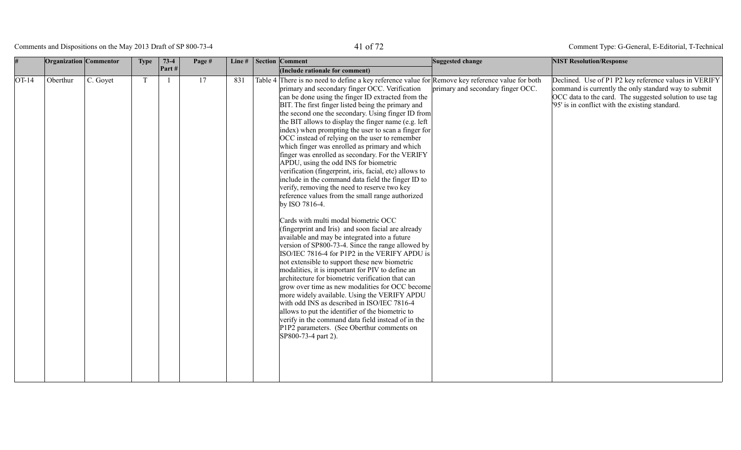| # | Organization | Commentor | Type | 73-4 Part # | Page # | Line # | Section | Comment (Include rationale for comment) | Suggested change | NIST Resolution/Response |
|---|---|---|---|---|---|---|---|---|---|---|
| OT-14 | Oberthur | C. Goyet | T | 1 | 17 | 831 | Table 4 | There is no need to define a key reference value for primary and secondary finger OCC. Verification can be done using the finger ID extracted from the BIT. The first finger listed being the primary and the second one the secondary. Using finger ID from the BIT allows to display the finger name (e.g. left index) when prompting the user to scan a finger for OCC instead of relying on the user to remember which finger was enrolled as primary and which finger was enrolled as secondary. For the VERIFY APDU, using the odd INS for biometric verification (fingerprint, iris, facial, etc) allows to include in the command data field the finger ID to verify, removing the need to reserve two key reference values from the small range authorized by ISO 7816-4.<br><br>Cards with multi modal biometric OCC (fingerprint and Iris) and soon facial are already available and may be integrated into a future version of SP800-73-4. Since the range allowed by ISO/IEC 7816-4 for P1P2 in the VERIFY APDU is not extensible to support these new biometric modalities, it is important for PIV to define an architecture for biometric verification that can grow over time as new modalities for OCC become more widely available. Using the VERIFY APDU with odd INS as described in ISO/IEC 7816-4 allows to put the identifier of the biometric to verify in the command data field instead of in the P1P2 parameters. (See Oberthur comments on SP800-73-4 part 2). | Remove key reference value for both primary and secondary finger OCC. | Declined. Use of P1 P2 key reference values in VERIFY command is currently the only standard way to submit OCC data to the card. The suggested solution to use tag '95' is in conflict with the existing standard. |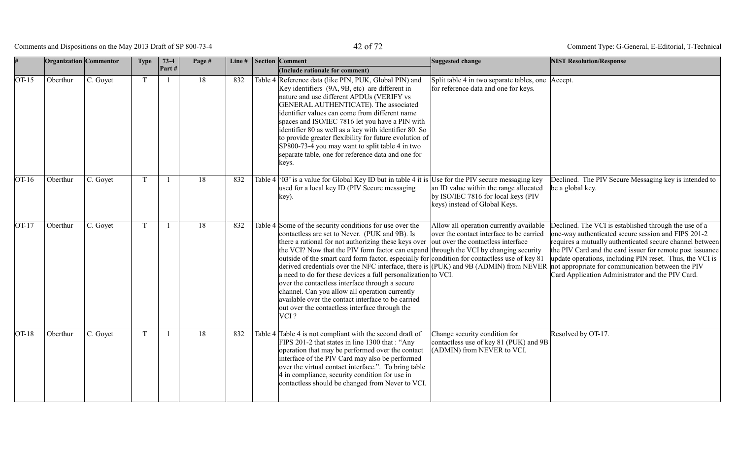| # | Organization | Commentor | Type | 73-4 Part # | Page # | Line # | Section | Comment (Include rationale for comment) | Suggested change | NIST Resolution/Response |
|---|---|---|---|---|---|---|---|---|---|---|
| OT-15 | Oberthur | C. Goyet | T | 1 | 18 | 832 | Table 4 | Reference data (like PIN, PUK, Global PIN) and Key identifiers (9A, 9B, etc) are different in nature and use different APDUs (VERIFY vs GENERAL AUTHENTICATE). The associated identifier values can come from different name spaces and ISO/IEC 7816 let you have a PIN with identifier 80 as well as a key with identifier 80. So to provide greater flexibility for future evolution of SP800-73-4 you may want to split table 4 in two separate table, one for reference data and one for keys. | Split table 4 in two separate tables, one for reference data and one for keys. | Accept. |
| OT-16 | Oberthur | C. Goyet | T | 1 | 18 | 832 | Table 4 | '03' is a value for Global Key ID but in table 4 it is used for a local key ID (PIV Secure messaging key). | Use for the PIV secure messaging key an ID value within the range allocated by ISO/IEC 7816 for local keys (PIV keys) instead of Global Keys. | Declined. The PIV Secure Messaging key is intended to be a global key. |
| OT-17 | Oberthur | C. Goyet | T | 1 | 18 | 832 | Table 4 | Some of the security conditions for use over the contactless are set to Never. (PUK and 9B). Is there a rational for not authorizing these keys over the VCI? Now that the PIV form factor can expand outside of the smart card form factor, especially for derived credentials over the NFC interface, there is a need to do for these devices a full personalization over the contactless interface through a secure channel. Can you allow all operation currently available over the contact interface to be carried out over the contactless interface through the VCI ? | Allow all operation currently available over the contact interface to be carried out over the contactless interface through the VCI by changing security condition for contactless use of key 81 (PUK) and 9B (ADMIN) from NEVER to VCI. | Declined. The VCI is established through the use of a one-way authenticated secure session and FIPS 201-2 requires a mutually authenticated secure channel between the PIV Card and the card issuer for remote post issuance update operations, including PIN reset. Thus, the VCI is not appropriate for communication between the PIV Card Application Administrator and the PIV Card. |
| OT-18 | Oberthur | C. Goyet | T | 1 | 18 | 832 | Table 4 | Table 4 is not compliant with the second draft of FIPS 201-2 that states in line 1300 that : "Any operation that may be performed over the contact interface of the PIV Card may also be performed over the virtual contact interface.". To bring table 4 in compliance, security condition for use in contactless should be changed from Never to VCI. | Change security condition for contactless use of key 81 (PUK) and 9B (ADMIN) from NEVER to VCI. | Resolved by OT-17. |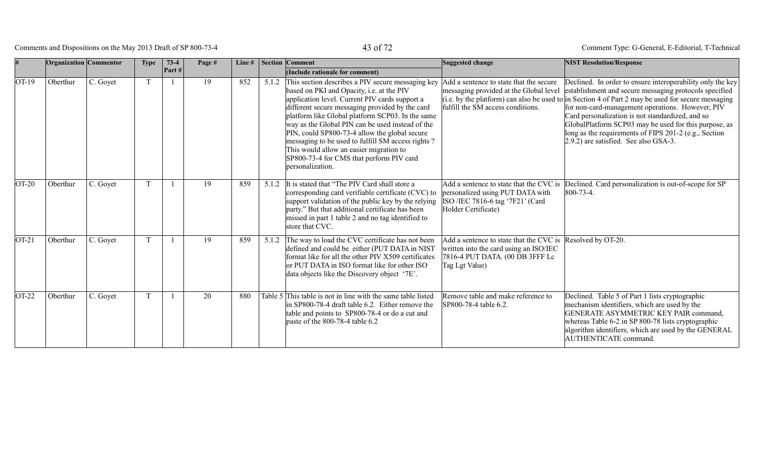| # | Organization | Commentor | Type | 73-4 Part # | Page # | Line # | Section | Comment (Include rationale for comment) | Suggested change | NIST Resolution/Response |
|---|---|---|---|---|---|---|---|---|---|---|
| OT-19 | Oberthur | C. Goyet | T | 1 | 19 | 852 | 5.1.2 | This section describes a PIV secure messaging key based on PKI and Opacity, i.e. at the PIV application level. Current PIV cards support a different secure messaging provided by the card platform like Global platform SCP03. In the same way as the Global PIN can be used instead of the PIN, could SP800-73-4 allow the global secure messaging to be used to fulfill SM access rights ? This would allow an easier migration to SP800-73-4 for CMS that perform PIV card personalization. | Add a sentence to state that the secure messaging provided at the Global level (i.e. by the platform) can also be used to fulfill the SM access conditions. | Declined. In order to ensure interoperability only the key establishment and secure messaging protocols specified in Section 4 of Part 2 may be used for secure messaging for non-card-management operations. However, PIV Card personalization is not standardized, and so GlobalPlatform SCP03 may be used for this purpose, as long as the requirements of FIPS 201-2 (e.g., Section 2.9.2) are satisfied. See also GSA-3. |
| OT-20 | Oberthur | C. Goyet | T | 1 | 19 | 859 | 5.1.2 | It is stated that "The PIV Card shall store a corresponding card verifiable certificate (CVC) to support validation of the public key by the relying party." But that additional certificate has been missed in part 1 table 2 and no tag identified to store that CVC. | Add a sentence to state that the CVC is personalized using PUT DATA with ISO /IEC 7816-6 tag '7F21' (Card Holder Certificate) | Declined. Card personalization is out-of-scope for SP 800-73-4. |
| OT-21 | Oberthur | C. Goyet | T | 1 | 19 | 859 | 5.1.2 | The way to load the CVC certificate has not been defined and could be either (PUT DATA in NIST format like for all the other PIV X509 certificates or PUT DATA in ISO format like for other ISO data objects like the Discovery object '7E'. | Add a sentence to state that the CVC is written into the card using an ISO/IEC 7816-4 PUT DATA. (00 DB 3FFF Lc Tag Lgt Value) | Resolved by OT-20. |
| OT-22 | Oberthur | C. Goyet | T | 1 | 20 | 880 | Table 5 | This table is not in line with the same table listed in SP800-78-4 draft table 6.2. Either remove the table and points to SP800-78-4 or do a cut and paste of the 800-78-4 table 6.2 | Remove table and make reference to SP800-78-4 table 6.2. | Declined. Table 5 of Part 1 lists cryptographic mechanism identifiers, which are used by the GENERATE ASYMMETRIC KEY PAIR command, whereas Table 6-2 in SP 800-78 lists cryptographic algorithm identifiers, which are used by the GENERAL AUTHENTICATE command. |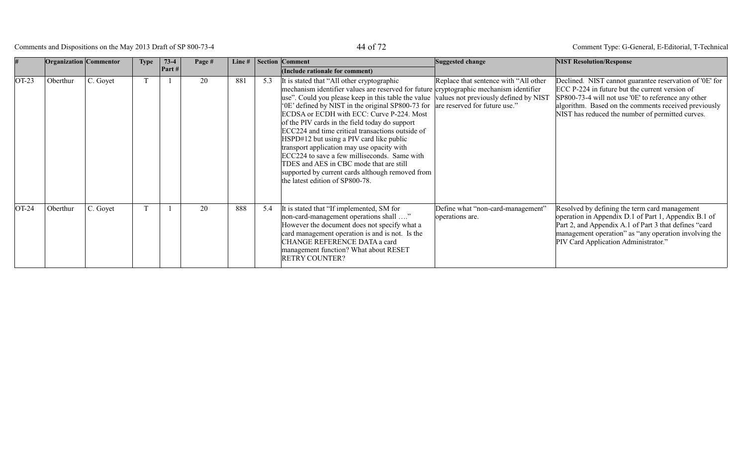| # | Organization | Commentor | Type | 73-4 Part # | Page # | Line # | Section | Comment (Include rationale for comment) | Suggested change | NIST Resolution/Response |
|---|---|---|---|---|---|---|---|---|---|---|
| OT-23 | Oberthur | C. Goyet | T | 1 | 20 | 881 | 5.3 | It is stated that "All other cryptographic mechanism identifier values are reserved for future use". Could you please keep in this table the value '0E' defined by NIST in the original SP800-73 for ECDSA or ECDH with ECC: Curve P-224. Most of the PIV cards in the field today do support ECC224 and time critical transactions outside of HSPD#12 but using a PIV card like public transport application may use opacity with ECC224 to save a few milliseconds. Same with TDES and AES in CBC mode that are still supported by current cards although removed from the latest edition of SP800-78. | Replace that sentence with "All other cryptographic mechanism identifier values not previously defined by NIST are reserved for future use." | Declined. NIST cannot guarantee reservation of '0E' for ECC P-224 in future but the current version of SP800-73-4 will not use '0E' to reference any other algorithm. Based on the comments received previously NIST has reduced the number of permitted curves. |
| OT-24 | Oberthur | C. Goyet | T | 1 | 20 | 888 | 5.4 | It is stated that "If implemented, SM for non-card-management operations shall …." However the document does not specify what a card management operation is and is not. Is the CHANGE REFERENCE DATA a card management function? What about RESET RETRY COUNTER? | Define what "non-card-management" operations are. | Resolved by defining the term card management operation in Appendix D.1 of Part 1, Appendix B.1 of Part 2, and Appendix A.1 of Part 3 that defines "card management operation" as "any operation involving the PIV Card Application Administrator." |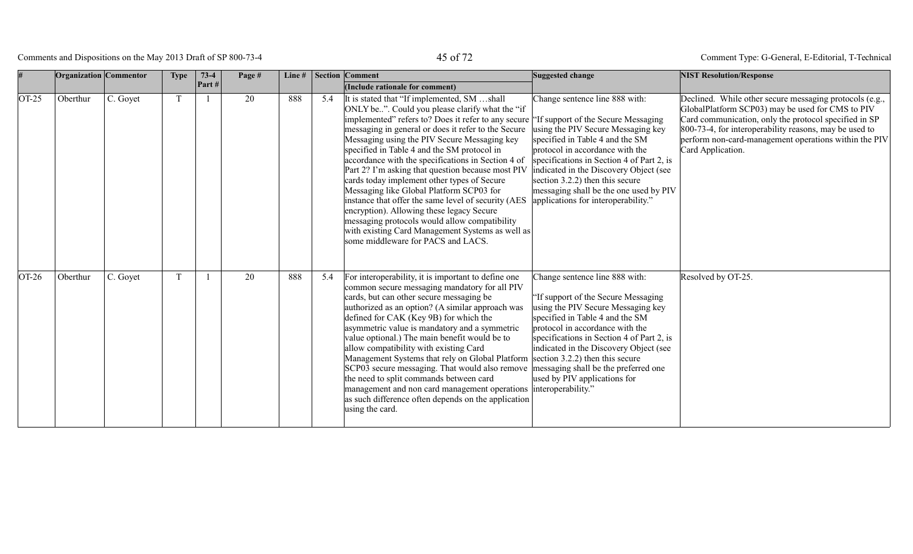| # | Organization | Commentor | Type | 73-4 Part # | Page # | Line # | Section | Comment (Include rationale for comment) | Suggested change | NIST Resolution/Response |
|---|---|---|---|---|---|---|---|---|---|---|
| OT-25 | Oberthur | C. Goyet | T | 1 | 20 | 888 | 5.4 | It is stated that "If implemented, SM …shall ONLY be..". Could you please clarify what the "if implemented" refers to? Does it refer to any secure messaging in general or does it refer to the Secure Messaging using the PIV Secure Messaging key specified in Table 4 and the SM protocol in accordance with the specifications in Section 4 of Part 2? I'm asking that question because most PIV cards today implement other types of Secure Messaging like Global Platform SCP03 for instance that offer the same level of security (AES encryption). Allowing these legacy Secure messaging protocols would allow compatibility with existing Card Management Systems as well as some middleware for PACS and LACS. | Change sentence line 888 with: "If support of the Secure Messaging using the PIV Secure Messaging key specified in Table 4 and the SM protocol in accordance with the specifications in Section 4 of Part 2, is indicated in the Discovery Object (see section 3.2.2) then this secure messaging shall be the one used by PIV applications for interoperability." | Declined. While other secure messaging protocols (e.g., GlobalPlatform SCP03) may be used for CMS to PIV Card communication, only the protocol specified in SP 800-73-4, for interoperability reasons, may be used to perform non-card-management operations within the PIV Card Application. |
| OT-26 | Oberthur | C. Goyet | T | 1 | 20 | 888 | 5.4 | For interoperability, it is important to define one common secure messaging mandatory for all PIV cards, but can other secure messaging be authorized as an option? (A similar approach was defined for CAK (Key 9B) for which the asymmetric value is mandatory and a symmetric value optional.) The main benefit would be to allow compatibility with existing Card Management Systems that rely on Global Platform SCP03 secure messaging. That would also remove the need to split commands between card management and non card management operations as such difference often depends on the application using the card. | Change sentence line 888 with: "If support of the Secure Messaging using the PIV Secure Messaging key specified in Table 4 and the SM protocol in accordance with the specifications in Section 4 of Part 2, is indicated in the Discovery Object (see section 3.2.2) then this secure messaging shall be the preferred one used by PIV applications for interoperability." | Resolved by OT-25. |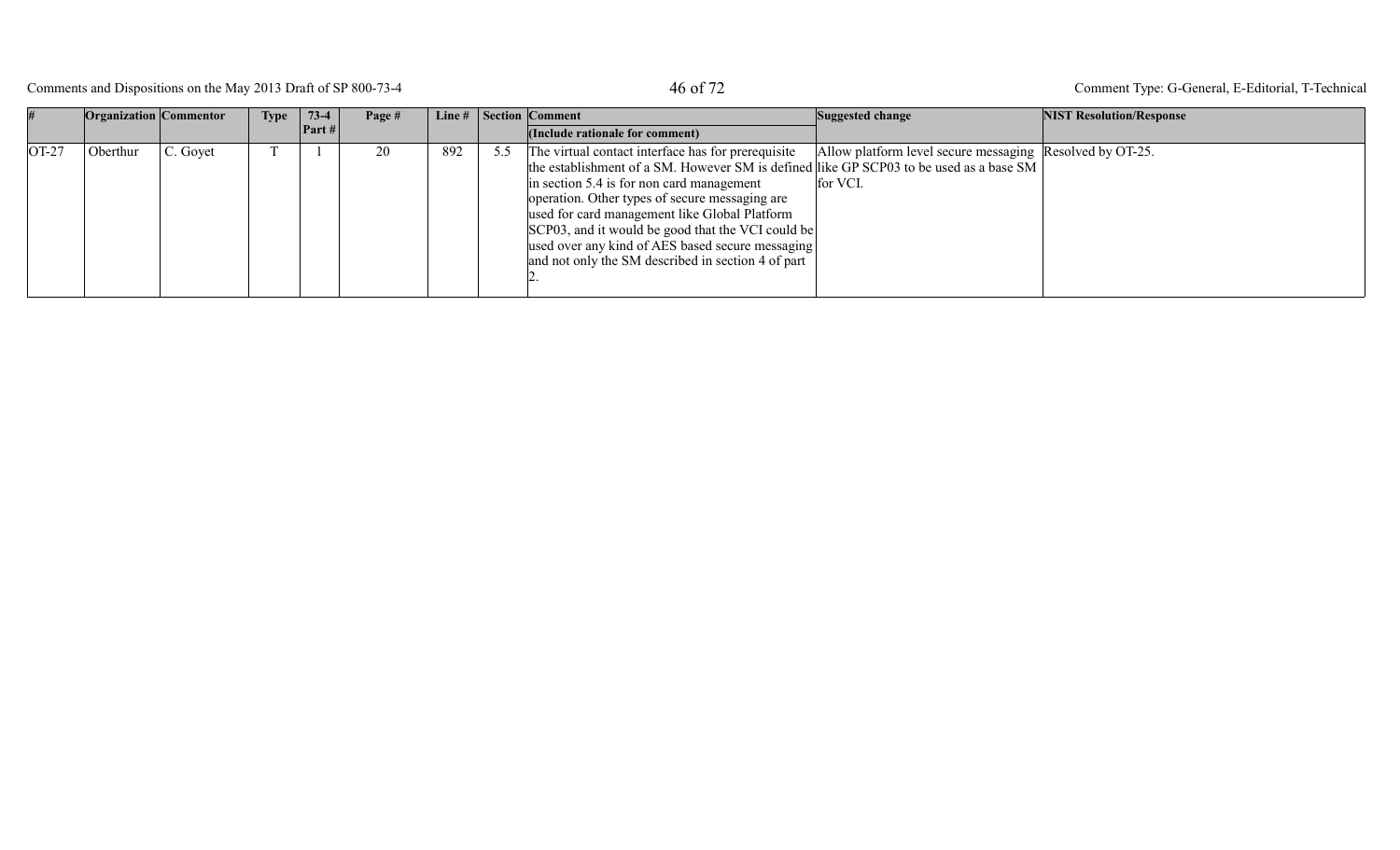| # | Organization | Commentor | Type | 73-4 Part # | Page # | Line # | Section | Comment (Include rationale for comment) | Suggested change | NIST Resolution/Response |
|---|---|---|---|---|---|---|---|---|---|---|
| OT-27 | Oberthur | C. Goyet | T | 1 | 20 | 892 | 5.5 | The virtual contact interface has for prerequisite the establishment of a SM. However SM is defined in section 5.4 is for non card management operation. Other types of secure messaging are used for card management like Global Platform SCP03, and it would be good that the VCI could be used over any kind of AES based secure messaging and not only the SM described in section 4 of part 2. | Allow platform level secure messaging like GP SCP03 to be used as a base SM for VCI. | Resolved by OT-25. |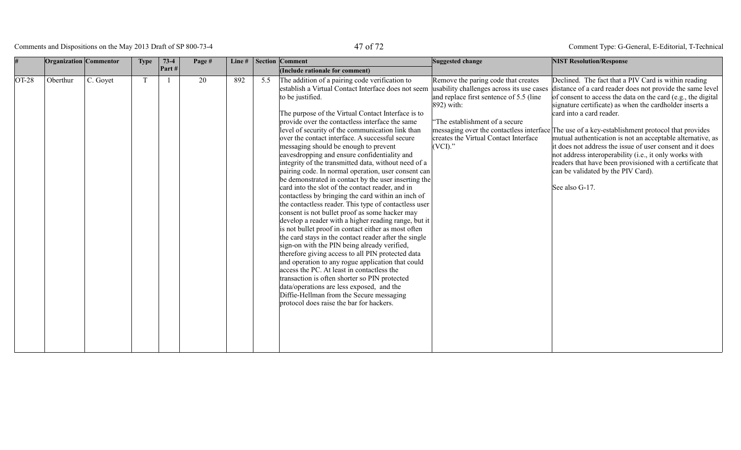| # | Organization | Commentor | Type | 73-4 Part # | Page # | Line # | Section | Comment (Include rationale for comment) | Suggested change | NIST Resolution/Response |
|---|---|---|---|---|---|---|---|---|---|---|
| OT-28 | Oberthur | C. Goyet | T | 1 | 20 | 892 | 5.5 | The addition of a pairing code verification to establish a Virtual Contact Interface does not seem to be justified.<br><br>The purpose of the Virtual Contact Interface is to provide over the contactless interface the same level of security of the communication link than over the contact interface. A successful secure messaging should be enough to prevent eavesdropping and ensure confidentiality and integrity of the transmitted data, without need of a pairing code. In normal operation, user consent can be demonstrated in contact by the user inserting the card into the slot of the contact reader, and in contactless by bringing the card within an inch of the contactless reader. This type of contactless user consent is not bullet proof as some hacker may develop a reader with a higher reading range, but it is not bullet proof in contact either as most often the card stays in the contact reader after the single sign-on with the PIN being already verified, therefore giving access to all PIN protected data and operation to any rogue application that could access the PC. At least in contactless the transaction is often shorter so PIN protected data/operations are less exposed, and the Diffie-Hellman from the Secure messaging protocol does raise the bar for hackers. | Remove the paring code that creates usability challenges across its use cases and replace first sentence of 5.5 (line 892) with:<br><br>"The establishment of a secure messaging over the contactless interface creates the Virtual Contact Interface (VCI)." | Declined. The fact that a PIV Card is within reading distance of a card reader does not provide the same level of consent to access the data on the card (e.g., the digital signature certificate) as when the cardholder inserts a card into a card reader.<br><br>The use of a key-establishment protocol that provides mutual authentication is not an acceptable alternative, as it does not address the issue of user consent and it does not address interoperability (i.e., it only works with readers that have been provisioned with a certificate that can be validated by the PIV Card).<br><br>See also G-17. |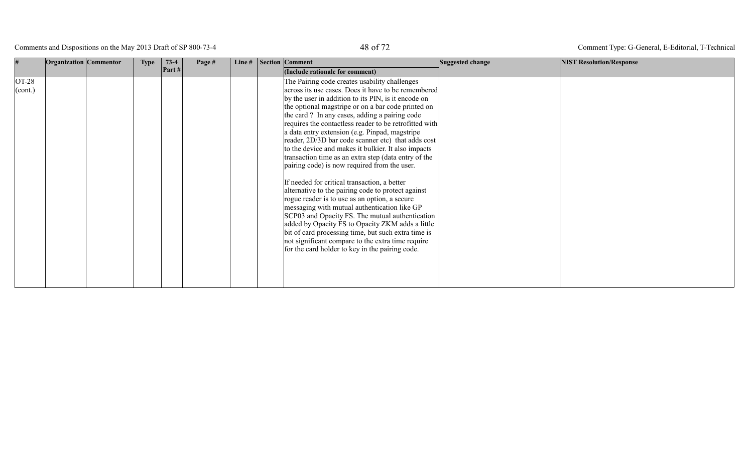| # | Organization | Commentor | Type | 73-4 Part # | Page # | Line # | Section | Comment (Include rationale for comment) | Suggested change | NIST Resolution/Response |
|---|---|---|---|---|---|---|---|---|---|---|
| OT-28 (cont.) | | | | | | | | The Pairing code creates usability challenges across its use cases. Does it have to be remembered by the user in addition to its PIN, is it encode on the optional magstripe or on a bar code printed on the card ? In any cases, adding a pairing code requires the contactless reader to be retrofitted with a data entry extension (e.g. Pinpad, magstripe reader, 2D/3D bar code scanner etc) that adds cost to the device and makes it bulkier. It also impacts transaction time as an extra step (data entry of the pairing code) is now required from the user.<br><br>If needed for critical transaction, a better alternative to the pairing code to protect against rogue reader is to use as an option, a secure messaging with mutual authentication like GP SCP03 and Opacity FS. The mutual authentication added by Opacity FS to Opacity ZKM adds a little bit of card processing time, but such extra time is not significant compare to the extra time require for the card holder to key in the pairing code. | | |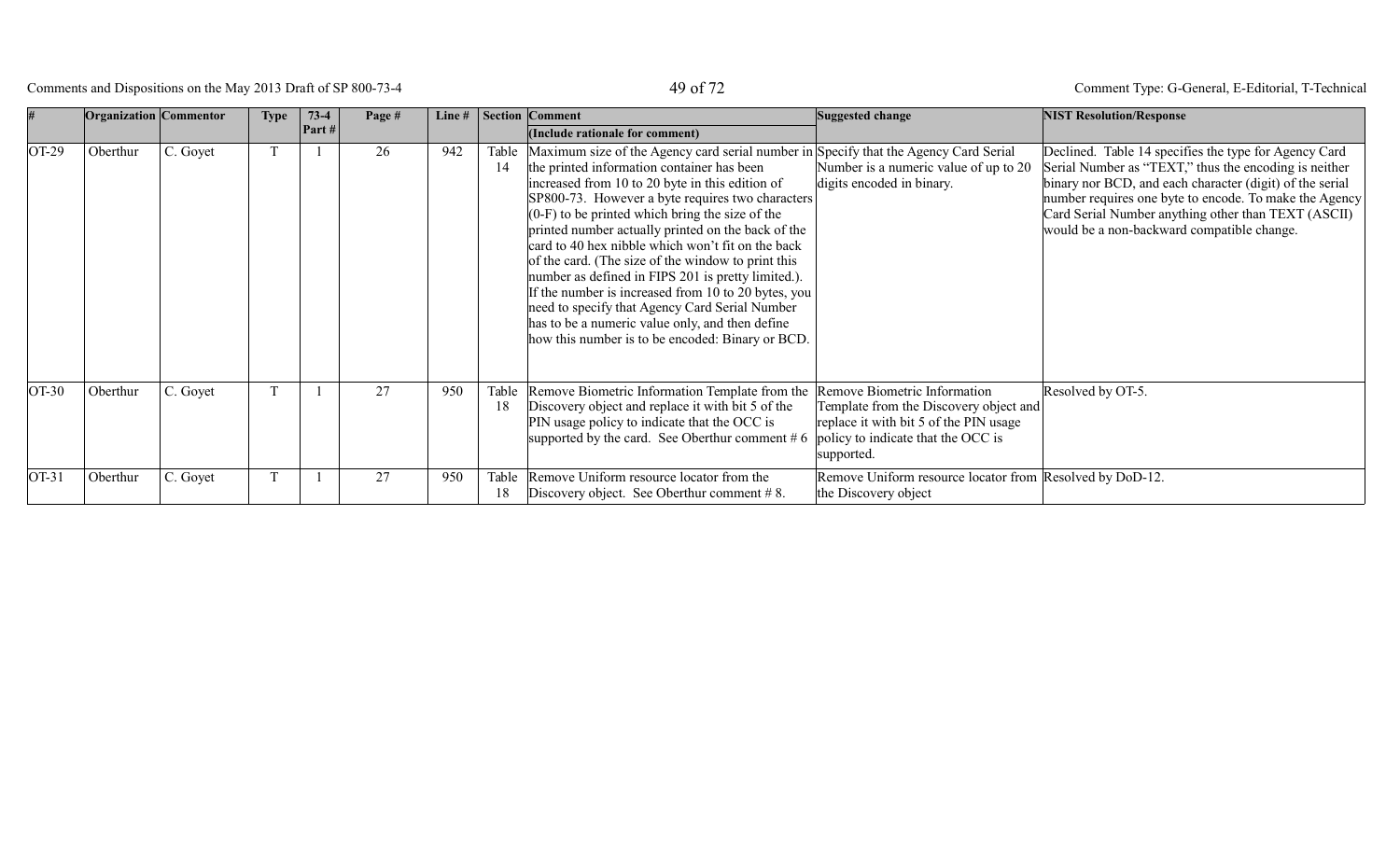| # | Organization | Commentor | Type | 73-4 Part # | Page # | Line # | Section | Comment (Include rationale for comment) | Suggested change | NIST Resolution/Response |
|---|---|---|---|---|---|---|---|---|---|---|
| OT-29 | Oberthur | C. Goyet | T | 1 | 26 | 942 | Table 14 | Maximum size of the Agency card serial number in the printed information container has been increased from 10 to 20 byte in this edition of SP800-73. However a byte requires two characters (0-F) to be printed which bring the size of the printed number actually printed on the back of the card to 40 hex nibble which won't fit on the back of the card. (The size of the window to print this number as defined in FIPS 201 is pretty limited.). If the number is increased from 10 to 20 bytes, you need to specify that Agency Card Serial Number has to be a numeric value only, and then define how this number is to be encoded: Binary or BCD. | Specify that the Agency Card Serial Number is a numeric value of up to 20 digits encoded in binary. | Declined. Table 14 specifies the type for Agency Card Serial Number as "TEXT," thus the encoding is neither binary nor BCD, and each character (digit) of the serial number requires one byte to encode. To make the Agency Card Serial Number anything other than TEXT (ASCII) would be a non-backward compatible change. |
| OT-30 | Oberthur | C. Goyet | T | 1 | 27 | 950 | Table 18 | Remove Biometric Information Template from the Discovery object and replace it with bit 5 of the PIN usage policy to indicate that the OCC is supported by the card. See Oberthur comment # 6 | Remove Biometric Information Template from the Discovery object and replace it with bit 5 of the PIN usage policy to indicate that the OCC is supported. | Resolved by OT-5. |
| OT-31 | Oberthur | C. Goyet | T | 1 | 27 | 950 | Table 18 | Remove Uniform resource locator from the Discovery object. See Oberthur comment # 8. | Remove Uniform resource locator from the Discovery object | Resolved by DoD-12. |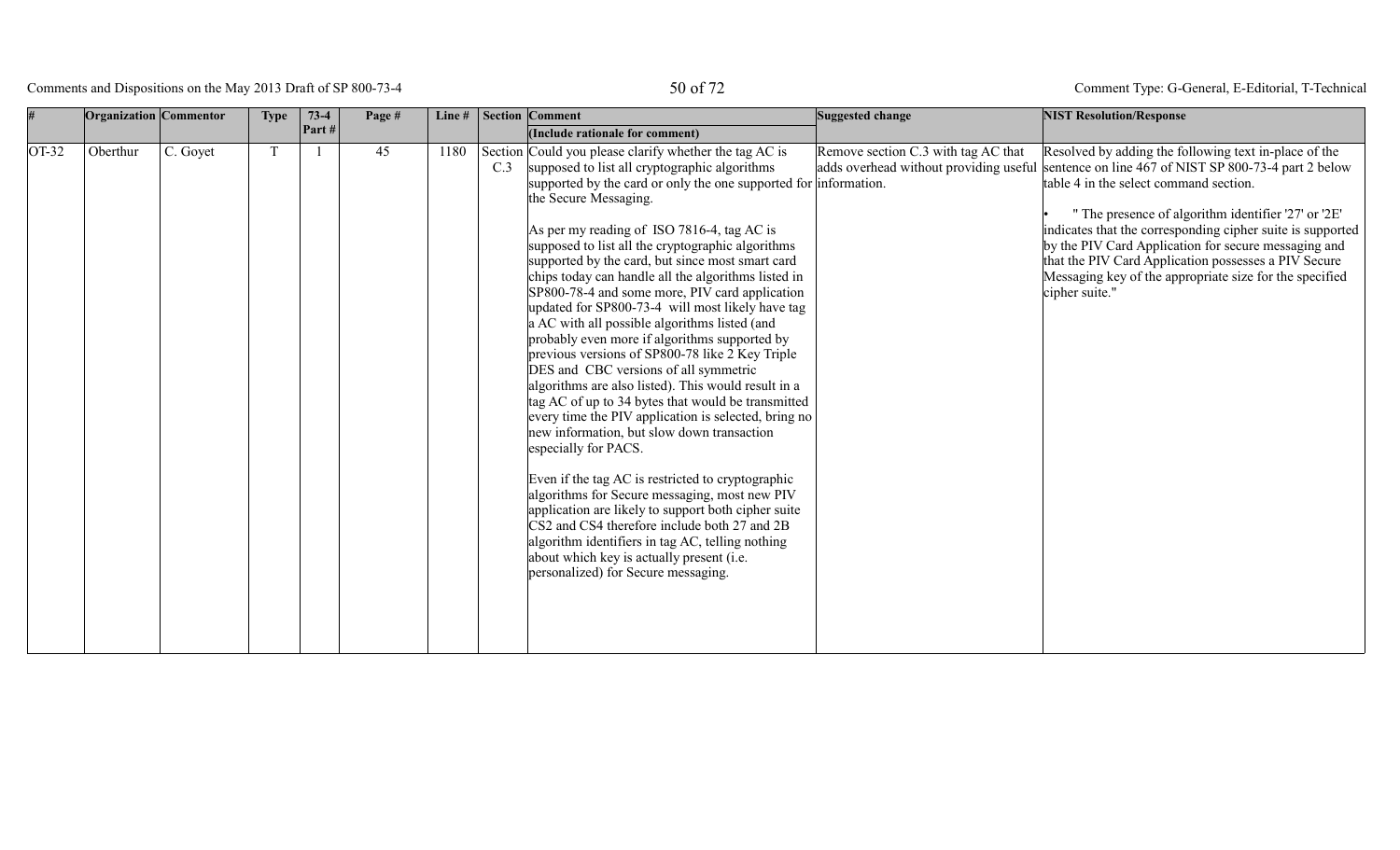| # | Organization | Commentor | Type | 73-4 Part # | Page # | Line # | Section | Comment (Include rationale for comment) | Suggested change | NIST Resolution/Response |
| --- | --- | --- | --- | --- | --- | --- | --- | --- | --- | --- |
| OT-32 | Oberthur | C. Goyet | T | 1 | 45 | 1180 | Section C.3 | Could you please clarify whether the tag AC is supposed to list all cryptographic algorithms supported by the card or only the one supported for the Secure Messaging.<br><br>As per my reading of ISO 7816-4, tag AC is supposed to list all the cryptographic algorithms supported by the card, but since most smart card chips today can handle all the algorithms listed in SP800-78-4 and some more, PIV card application updated for SP800-73-4 will most likely have tag a AC with all possible algorithms listed (and probably even more if algorithms supported by previous versions of SP800-78 like 2 Key Triple DES and CBC versions of all symmetric algorithms are also listed). This would result in a tag AC of up to 34 bytes that would be transmitted every time the PIV application is selected, bring no new information, but slow down transaction especially for PACS.<br><br>Even if the tag AC is restricted to cryptographic algorithms for Secure messaging, most new PIV application are likely to support both cipher suite CS2 and CS4 therefore include both 27 and 2B algorithm identifiers in tag AC, telling nothing about which key is actually present (i.e. personalized) for Secure messaging. | Remove section C.3 with tag AC that adds overhead without providing useful information. | Resolved by adding the following text in-place of the sentence on line 467 of NIST SP 800-73-4 part 2 below table 4 in the select command section.<br><br>• " The presence of algorithm identifier '27' or '2E' indicates that the corresponding cipher suite is supported by the PIV Card Application for secure messaging and that the PIV Card Application possesses a PIV Secure Messaging key of the appropriate size for the specified cipher suite." |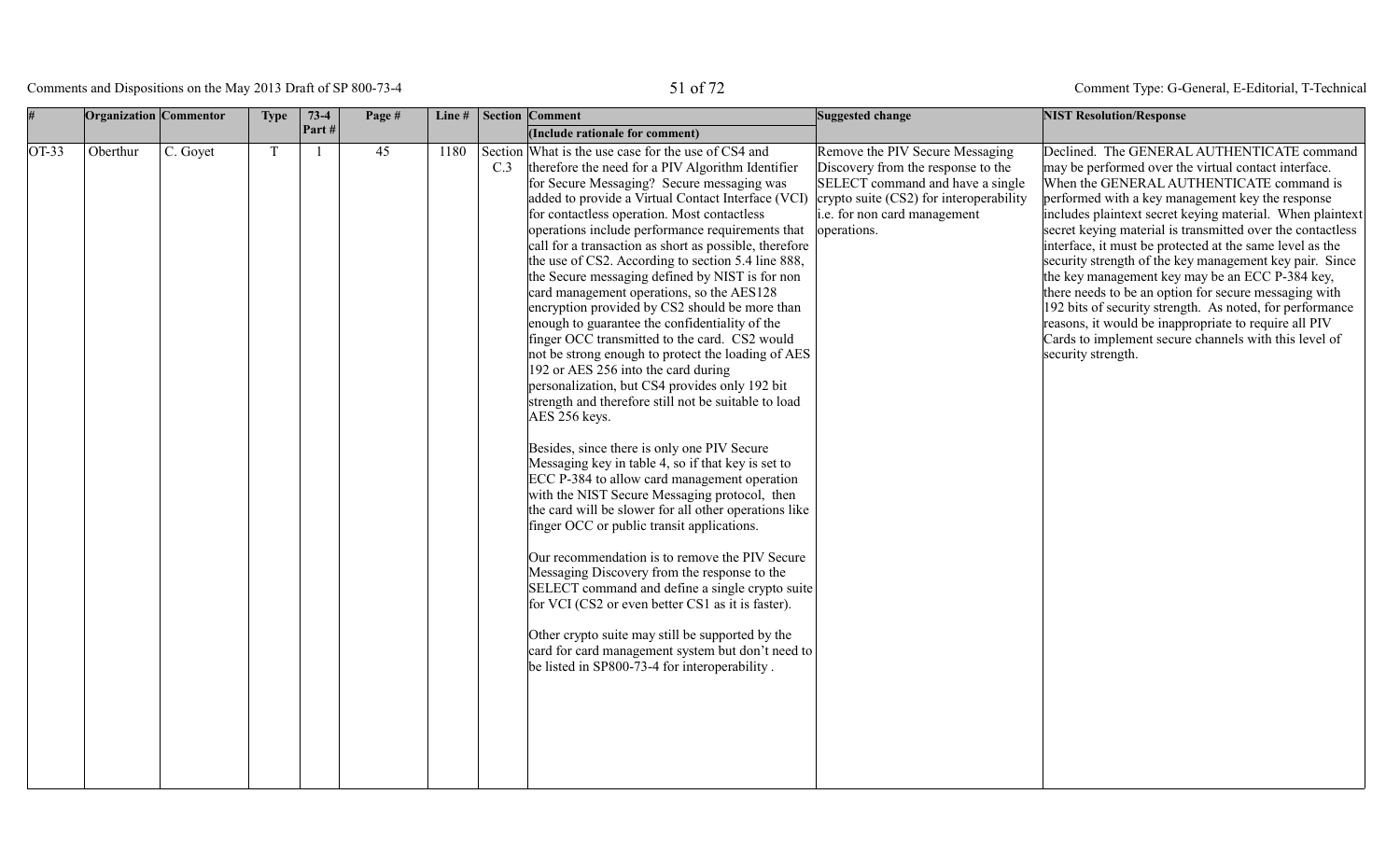| # | Organization | Commentor | Type | 73-4 Part # | Page # | Line # | Section | Comment (Include rationale for comment) | Suggested change | NIST Resolution/Response |
|---|---|---|---|---|---|---|---|---|---|---|
| OT-33 | Oberthur | C. Goyet | T | 1 | 45 | 1180 | Section C.3 | What is the use case for the use of CS4 and therefore the need for a PIV Algorithm Identifier for Secure Messaging? Secure messaging was added to provide a Virtual Contact Interface (VCI) for contactless operation. Most contactless operations include performance requirements that call for a transaction as short as possible, therefore the use of CS2. According to section 5.4 line 888, the Secure messaging defined by NIST is for non card management operations, so the AES128 encryption provided by CS2 should be more than enough to guarantee the confidentiality of the finger OCC transmitted to the card. CS2 would not be strong enough to protect the loading of AES 192 or AES 256 into the card during personalization, but CS4 provides only 192 bit strength and therefore still not be suitable to load AES 256 keys.<br><br>Besides, since there is only one PIV Secure Messaging key in table 4, so if that key is set to ECC P-384 to allow card management operation with the NIST Secure Messaging protocol, then the card will be slower for all other operations like finger OCC or public transit applications.<br><br>Our recommendation is to remove the PIV Secure Messaging Discovery from the response to the SELECT command and define a single crypto suite for VCI (CS2 or even better CS1 as it is faster).<br><br>Other crypto suite may still be supported by the card for card management system but don't need to be listed in SP800-73-4 for interoperability . | Remove the PIV Secure Messaging Discovery from the response to the SELECT command and have a single crypto suite (CS2) for interoperability i.e. for non card management operations. | Declined. The GENERAL AUTHENTICATE command may be performed over the virtual contact interface. When the GENERAL AUTHENTICATE command is performed with a key management key the response includes plaintext secret keying material. When plaintext secret keying material is transmitted over the contactless interface, it must be protected at the same level as the security strength of the key management key pair. Since the key management key may be an ECC P-384 key, there needs to be an option for secure messaging with 192 bits of security strength. As noted, for performance reasons, it would be inappropriate to require all PIV Cards to implement secure channels with this level of security strength. |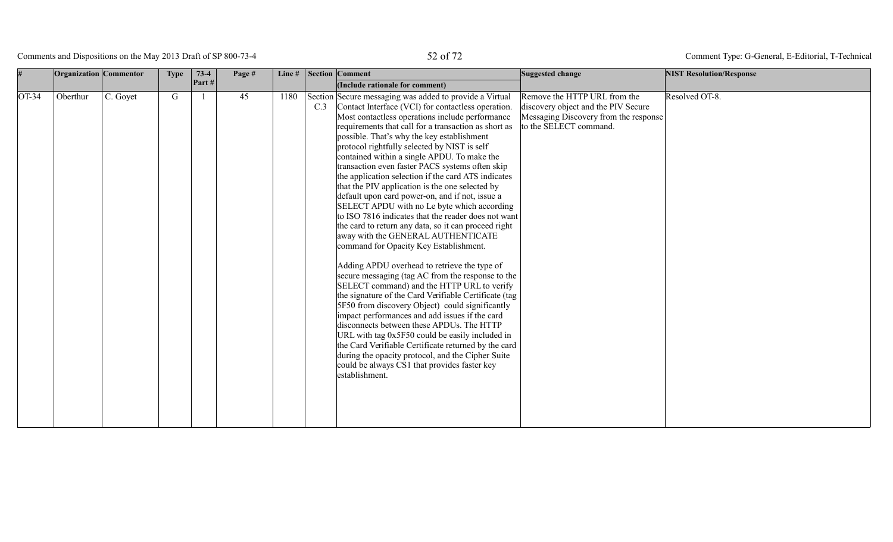| # | Organization | Commentor | Type | 73-4 Part # | Page # | Line # | Section | Comment (Include rationale for comment) | Suggested change | NIST Resolution/Response |
|---|---|---|---|---|---|---|---|---|---|---|
| OT-34 | Oberthur | C. Goyet | G | 1 | 45 | 1180 | Section C.3 | Secure messaging was added to provide a Virtual Contact Interface (VCI) for contactless operation. Most contactless operations include performance requirements that call for a transaction as short as possible. That's why the key establishment protocol rightfully selected by NIST is self contained within a single APDU. To make the transaction even faster PACS systems often skip the application selection if the card ATS indicates that the PIV application is the one selected by default upon card power-on, and if not, issue a SELECT APDU with no Le byte which according to ISO 7816 indicates that the reader does not want the card to return any data, so it can proceed right away with the GENERAL AUTHENTICATE command for Opacity Key Establishment. <br><br> Adding APDU overhead to retrieve the type of secure messaging (tag AC from the response to the SELECT command) and the HTTP URL to verify the signature of the Card Verifiable Certificate (tag 5F50 from discovery Object) could significantly impact performances and add issues if the card disconnects between these APDUs. The HTTP URL with tag 0x5F50 could be easily included in the Card Verifiable Certificate returned by the card during the opacity protocol, and the Cipher Suite could be always CS1 that provides faster key establishment. | Remove the HTTP URL from the discovery object and the PIV Secure Messaging Discovery from the response to the SELECT command. | Resolved OT-8. |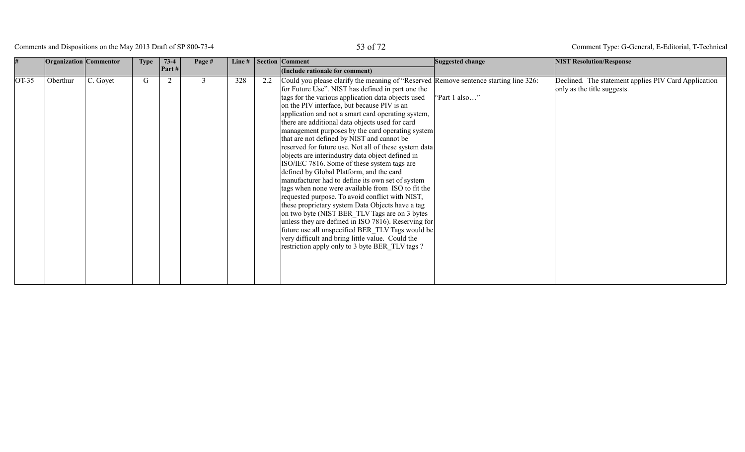| # | Organization | Commentor | Type | 73-4 Part # | Page # | Line # | Section | Comment (Include rationale for comment) | Suggested change | NIST Resolution/Response |
|---|---|---|---|---|---|---|---|---|---|---|
| OT-35 | Oberthur | C. Goyet | G | 2 | 3 | 328 | 2.2 | Could you please clarify the meaning of "Reserved for Future Use". NIST has defined in part one the tags for the various application data objects used on the PIV interface, but because PIV is an application and not a smart card operating system, there are additional data objects used for card management purposes by the card operating system that are not defined by NIST and cannot be reserved for future use. Not all of these system data objects are interindustry data object defined in ISO/IEC 7816. Some of these system tags are defined by Global Platform, and the card manufacturer had to define its own set of system tags when none were available from ISO to fit the requested purpose. To avoid conflict with NIST, these proprietary system Data Objects have a tag on two byte (NIST BER_TLV Tags are on 3 bytes unless they are defined in ISO 7816). Reserving for future use all unspecified BER_TLV Tags would be very difficult and bring little value. Could the restriction apply only to 3 byte BER_TLV tags ? | Remove sentence starting line 326: "Part 1 also…" | Declined. The statement applies PIV Card Application only as the title suggests. |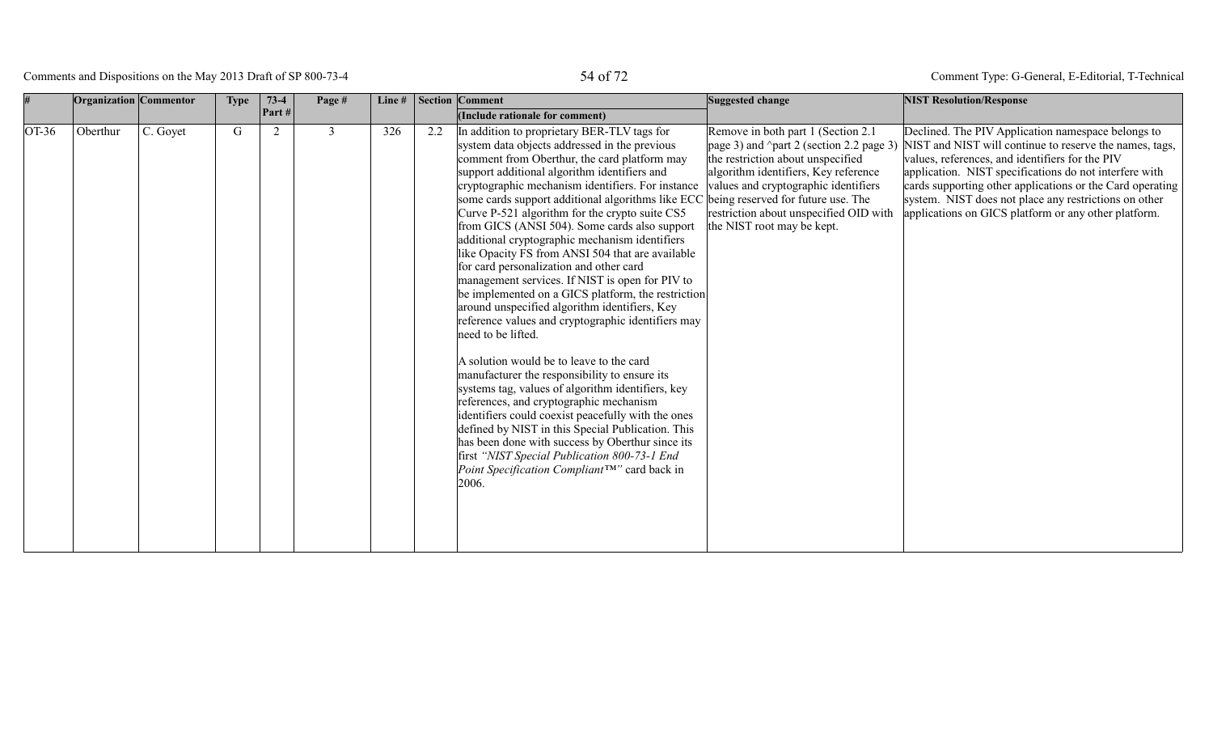| # | Organization | Commentor | Type | 73-4 Part # | Page # | Line # | Section | Comment (Include rationale for comment) | Suggested change | NIST Resolution/Response |
|---|---|---|---|---|---|---|---|---|---|---|
| OT-36 | Oberthur | C. Goyet | G | 2 | 3 | 326 | 2.2 | In addition to proprietary BER-TLV tags for system data objects addressed in the previous comment from Oberthur, the card platform may support additional algorithm identifiers and cryptographic mechanism identifiers. For instance some cards support additional algorithms like ECC Curve P-521 algorithm for the crypto suite CS5 from GICS (ANSI 504). Some cards also support additional cryptographic mechanism identifiers like Opacity FS from ANSI 504 that are available for card personalization and other card management services. If NIST is open for PIV to be implemented on a GICS platform, the restriction around unspecified algorithm identifiers, Key reference values and cryptographic identifiers may need to be lifted.<br><br>A solution would be to leave to the card manufacturer the responsibility to ensure its systems tag, values of algorithm identifiers, key references, and cryptographic mechanism identifiers could coexist peacefully with the ones defined by NIST in this Special Publication. This has been done with success by Oberthur since its first *"NIST Special Publication 800-73-1 End Point Specification Compliant™"* card back in 2006. | Remove in both part 1 (Section 2.1 page 3) and ^part 2 (section 2.2 page 3) the restriction about unspecified algorithm identifiers, Key reference values and cryptographic identifiers being reserved for future use. The restriction about unspecified OID with the NIST root may be kept. | Declined. The PIV Application namespace belongs to NIST and NIST will continue to reserve the names, tags, values, references, and identifiers for the PIV application. NIST specifications do not interfere with cards supporting other applications or the Card operating system. NIST does not place any restrictions on other applications on GICS platform or any other platform. |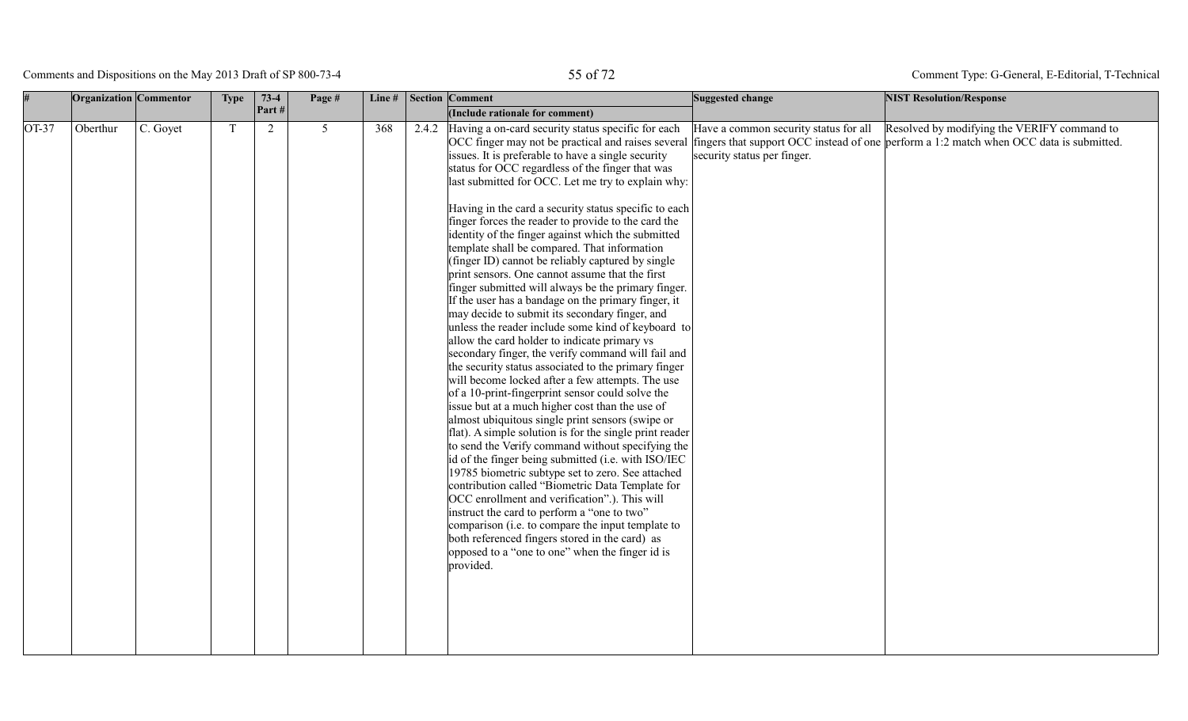| # | Organization | Commentor | Type | 73-4 Part # | Page # | Line # | Section | Comment (Include rationale for comment) | Suggested change | NIST Resolution/Response |
|---|---|---|---|---|---|---|---|---|---|---|
| OT-37 | Oberthur | C. Goyet | T | 2 | 5 | 368 | 2.4.2 | Having a on-card security status specific for each OCC finger may not be practical and raises several issues. It is preferable to have a single security status for OCC regardless of the finger that was last submitted for OCC. Let me try to explain why:<br><br>Having in the card a security status specific to each finger forces the reader to provide to the card the identity of the finger against which the submitted template shall be compared. That information (finger ID) cannot be reliably captured by single print sensors. One cannot assume that the first finger submitted will always be the primary finger. If the user has a bandage on the primary finger, it may decide to submit its secondary finger, and unless the reader include some kind of keyboard to allow the card holder to indicate primary vs secondary finger, the verify command will fail and the security status associated to the primary finger will become locked after a few attempts. The use of a 10-print-fingerprint sensor could solve the issue but at a much higher cost than the use of almost ubiquitous single print sensors (swipe or flat). A simple solution is for the single print reader to send the Verify command without specifying the id of the finger being submitted (i.e. with ISO/IEC 19785 biometric subtype set to zero. See attached contribution called "Biometric Data Template for OCC enrollment and verification".). This will instruct the card to perform a "one to two" comparison (i.e. to compare the input template to both referenced fingers stored in the card) as opposed to a "one to one" when the finger id is provided. | Have a common security status for all fingers that support OCC instead of one security status per finger. | Resolved by modifying the VERIFY command to perform a 1:2 match when OCC data is submitted. |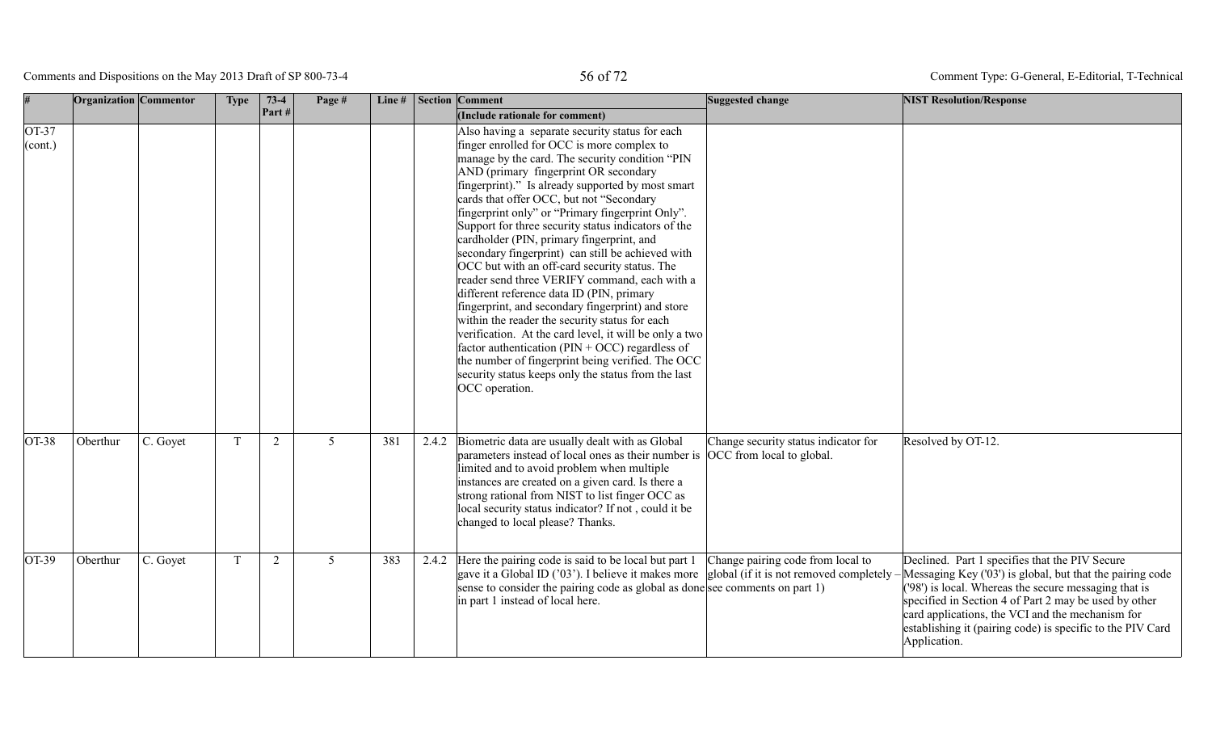| # | Organization | Commentor | Type | 73-4 Part # | Page # | Line # | Section | Comment (Include rationale for comment) | Suggested change | NIST Resolution/Response |
|---|---|---|---|---|---|---|---|---|---|---|
| OT-37 (cont.) | | | | | | | | Also having a separate security status for each finger enrolled for OCC is more complex to manage by the card. The security condition "PIN AND (primary fingerprint OR secondary fingerprint)." Is already supported by most smart cards that offer OCC, but not "Secondary fingerprint only" or "Primary fingerprint Only". Support for three security status indicators of the cardholder (PIN, primary fingerprint, and secondary fingerprint) can still be achieved with OCC but with an off-card security status. The reader send three VERIFY command, each with a different reference data ID (PIN, primary fingerprint, and secondary fingerprint) and store within the reader the security status for each verification. At the card level, it will be only a two factor authentication (PIN + OCC) regardless of the number of fingerprint being verified. The OCC security status keeps only the status from the last OCC operation. | | |
| OT-38 | Oberthur | C. Goyet | T | 2 | 5 | 381 | 2.4.2 | Biometric data are usually dealt with as Global parameters instead of local ones as their number is limited and to avoid problem when multiple instances are created on a given card. Is there a strong rational from NIST to list finger OCC as local security status indicator? If not , could it be changed to local please? Thanks. | Change security status indicator for OCC from local to global. | Resolved by OT-12. |
| OT-39 | Oberthur | C. Goyet | T | 2 | 5 | 383 | 2.4.2 | Here the pairing code is said to be local but part 1 gave it a Global ID ('03'). I believe it makes more sense to consider the pairing code as global as done in part 1 instead of local here. | Change pairing code from local to global (if it is not removed completely – see comments on part 1) | Declined. Part 1 specifies that the PIV Secure Messaging Key ('03') is global, but that the pairing code ('98') is local. Whereas the secure messaging that is specified in Section 4 of Part 2 may be used by other card applications, the VCI and the mechanism for establishing it (pairing code) is specific to the PIV Card Application. |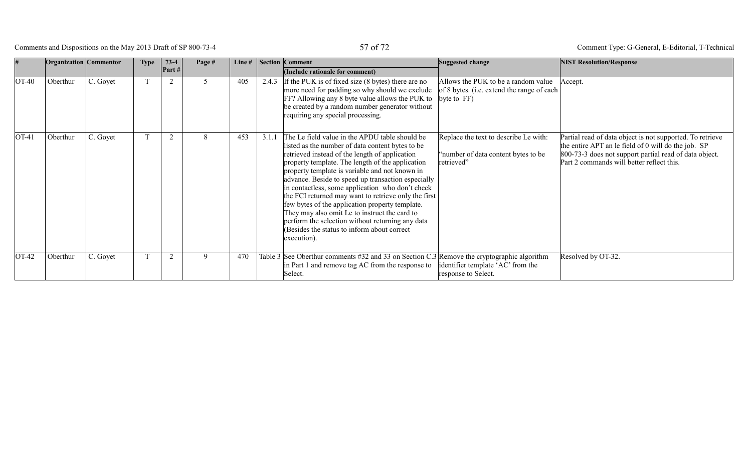| # | Organization | Commentor | Type | 73-4 Part # | Page # | Line # | Section | Comment (Include rationale for comment) | Suggested change | NIST Resolution/Response |
|---|---|---|---|---|---|---|---|---|---|---|
| OT-40 | Oberthur | C. Goyet | T | 2 | 5 | 405 | 2.4.3 | If the PUK is of fixed size (8 bytes) there are no more need for padding so why should we exclude FF? Allowing any 8 byte value allows the PUK to be created by a random number generator without requiring any special processing. | Allows the PUK to be a random value of 8 bytes. (i.e. extend the range of each byte to FF) | Accept. |
| OT-41 | Oberthur | C. Goyet | T | 2 | 8 | 453 | 3.1.1 | The Le field value in the APDU table should be listed as the number of data content bytes to be retrieved instead of the length of application property template. The length of the application property template is variable and not known in advance. Beside to speed up transaction especially in contactless, some application who don't check the FCI returned may want to retrieve only the first few bytes of the application property template. They may also omit Le to instruct the card to perform the selection without returning any data (Besides the status to inform about correct execution). | Replace the text to describe Le with: "number of data content bytes to be retrieved" | Partial read of data object is not supported. To retrieve the entire APT an le field of 0 will do the job. SP 800-73-3 does not support partial read of data object. Part 2 commands will better reflect this. |
| OT-42 | Oberthur | C. Goyet | T | 2 | 9 | 470 | Table 3 | See Oberthur comments #32 and 33 on Section C.3 in Part 1 and remove tag AC from the response to Select. | Remove the cryptographic algorithm identifier template 'AC' from the response to Select. | Resolved by OT-32. |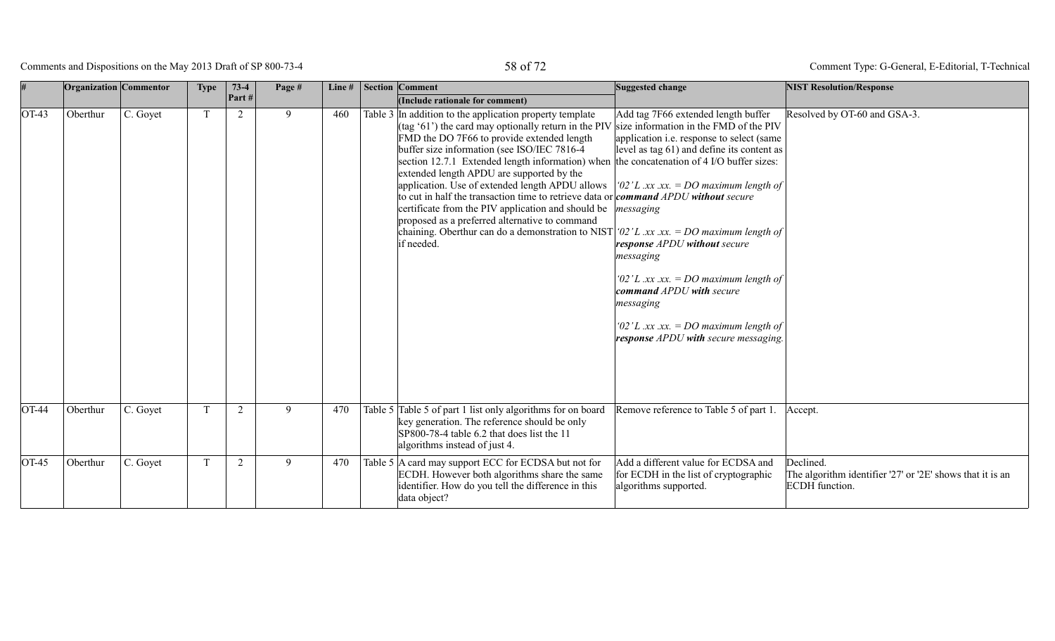| # | Organization | Commentor | Type | 73-4 Part # | Page # | Line # | Section | Comment (Include rationale for comment) | Suggested change | NIST Resolution/Response |
|---|---|---|---|---|---|---|---|---|---|---|
| OT-43 | Oberthur | C. Goyet | T | 2 | 9 | 460 | Table 3 | In addition to the application property template (tag '61') the card may optionally return in the PIV FMD the DO 7F66 to provide extended length buffer size information (see ISO/IEC 7816-4 section 12.7.1 Extended length information) when extended length APDU are supported by the application. Use of extended length APDU allows to cut in half the transaction time to retrieve data or certificate from the PIV application and should be proposed as a preferred alternative to command chaining. Oberthur can do a demonstration to NIST if needed. | Add tag 7F66 extended length buffer size information in the FMD of the PIV application i.e. response to select (same level as tag 61) and define its content as the concatenation of 4 I/O buffer sizes: *'02' L .xx .xx. = DO maximum length of* ***command*** *APDU* ***without*** *secure messaging* *'02' L .xx .xx. = DO maximum length of* ***response*** *APDU* ***without*** *secure messaging* *'02' L .xx .xx. = DO maximum length of* ***command*** *APDU* ***with*** *secure messaging* *'02' L .xx .xx. = DO maximum length of* ***response*** *APDU* ***with*** *secure messaging.* | Resolved by OT-60 and GSA-3. |
| OT-44 | Oberthur | C. Goyet | T | 2 | 9 | 470 | Table 5 | Table 5 of part 1 list only algorithms for on board key generation. The reference should be only SP800-78-4 table 6.2 that does list the 11 algorithms instead of just 4. | Remove reference to Table 5 of part 1. | Accept. |
| OT-45 | Oberthur | C. Goyet | T | 2 | 9 | 470 | Table 5 | A card may support ECC for ECDSA but not for ECDH. However both algorithms share the same identifier. How do you tell the difference in this data object? | Add a different value for ECDSA and for ECDH in the list of cryptographic algorithms supported. | Declined. The algorithm identifier '27' or '2E' shows that it is an ECDH function. |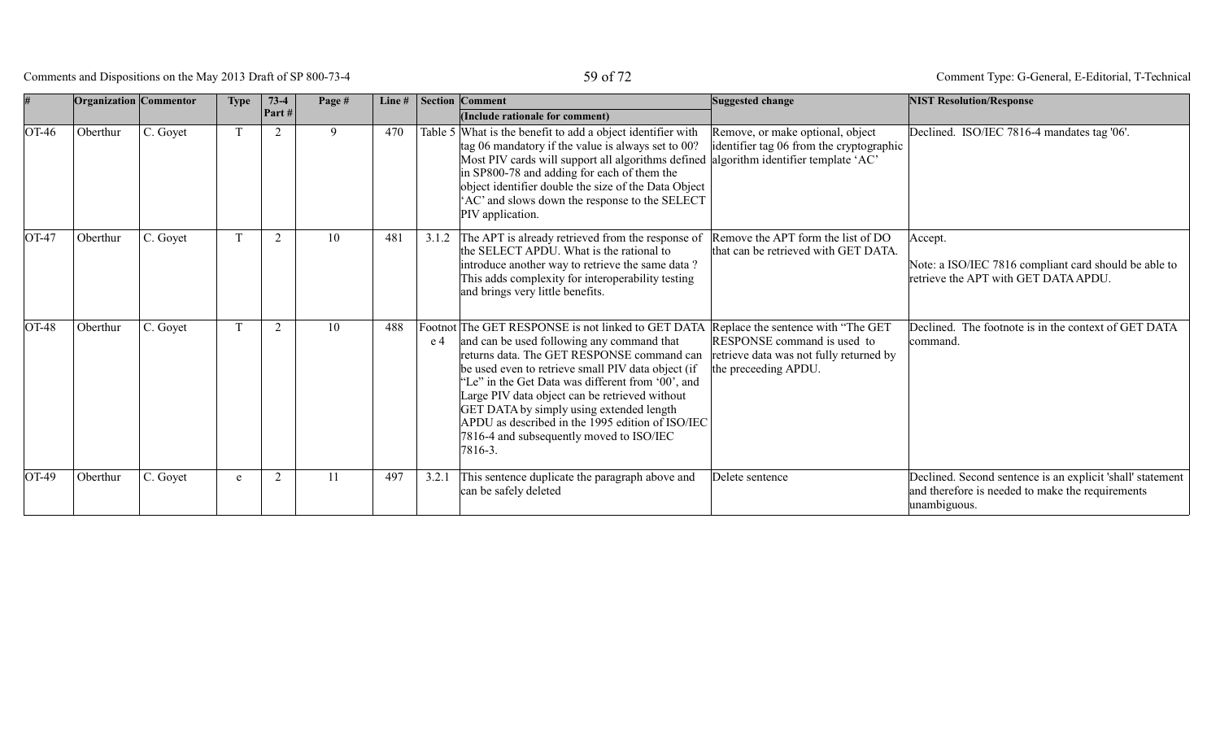| # | Organization | Commentor | Type | 73-4 Part # | Page # | Line # | Section | Comment (Include rationale for comment) | Suggested change | NIST Resolution/Response |
|---|---|---|---|---|---|---|---|---|---|---|
| OT-46 | Oberthur | C. Goyet | T | 2 | 9 | 470 | Table 5 | What is the benefit to add a object identifier with tag 06 mandatory if the value is always set to 00? Most PIV cards will support all algorithms defined in SP800-78 and adding for each of them the object identifier double the size of the Data Object 'AC' and slows down the response to the SELECT PIV application. | Remove, or make optional, object identifier tag 06 from the cryptographic algorithm identifier template 'AC' | Declined. ISO/IEC 7816-4 mandates tag '06'. |
| OT-47 | Oberthur | C. Goyet | T | 2 | 10 | 481 | 3.1.2 | The APT is already retrieved from the response of the SELECT APDU. What is the rational to introduce another way to retrieve the same data ? This adds complexity for interoperability testing and brings very little benefits. | Remove the APT form the list of DO that can be retrieved with GET DATA. | Accept.<br><br>Note: a ISO/IEC 7816 compliant card should be able to retrieve the APT with GET DATA APDU. |
| OT-48 | Oberthur | C. Goyet | T | 2 | 10 | 488 | Footnote 4 | The GET RESPONSE is not linked to GET DATA and can be used following any command that returns data. The GET RESPONSE command can be used even to retrieve small PIV data object (if "Le" in the Get Data was different from '00', and Large PIV data object can be retrieved without GET DATA by simply using extended length APDU as described in the 1995 edition of ISO/IEC 7816-4 and subsequently moved to ISO/IEC 7816-3. | Replace the sentence with "The GET RESPONSE command is used to retrieve data was not fully returned by the preceeding APDU. | Declined. The footnote is in the context of GET DATA command. |
| OT-49 | Oberthur | C. Goyet | e | 2 | 11 | 497 | 3.2.1 | This sentence duplicate the paragraph above and can be safely deleted | Delete sentence | Declined. Second sentence is an explicit 'shall' statement and therefore is needed to make the requirements unambiguous. |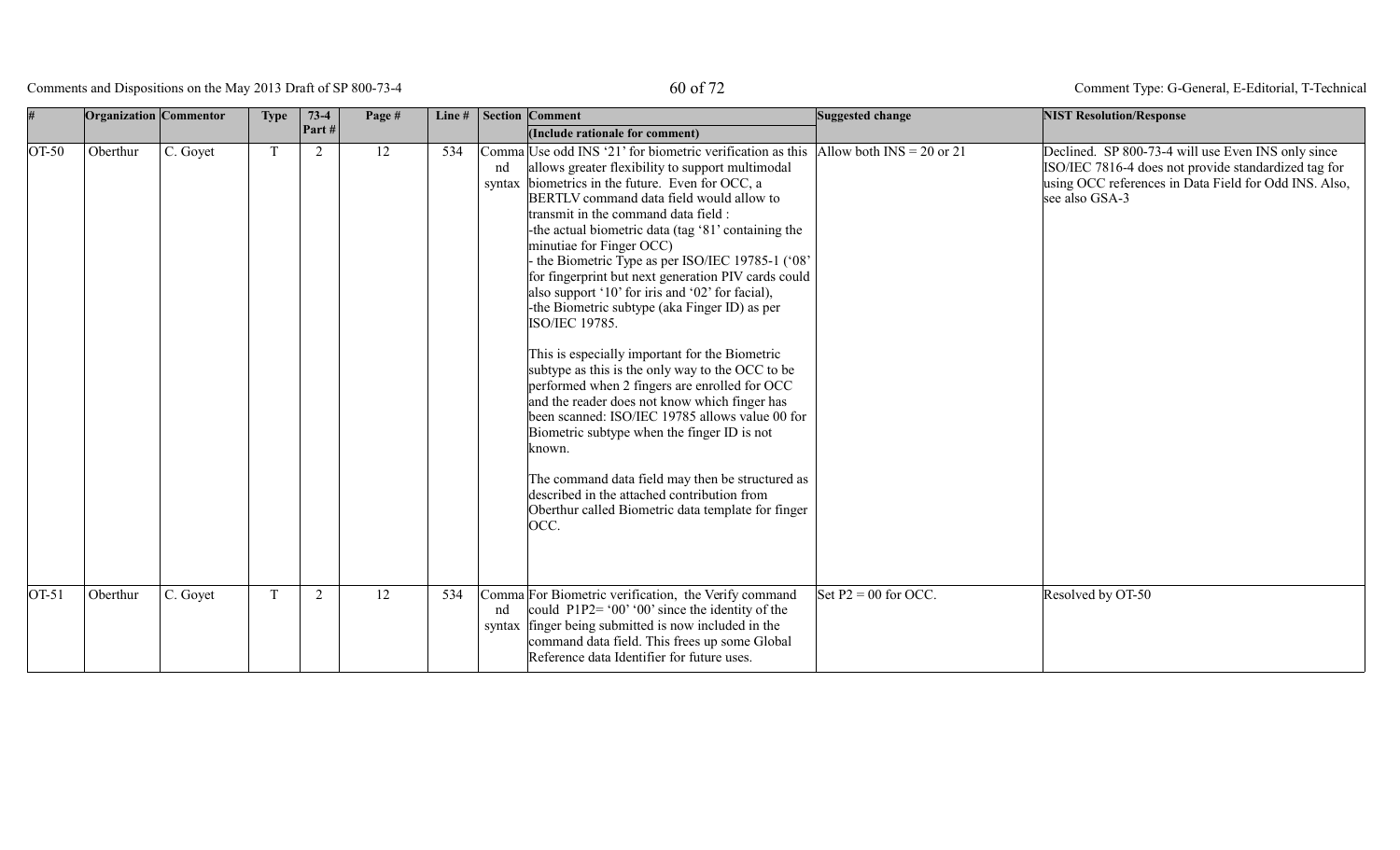| # | Organization | Commentor | Type | 73-4 Part # | Page # | Line # | Section | Comment (Include rationale for comment) | Suggested change | NIST Resolution/Response |
|---|---|---|---|---|---|---|---|---|---|---|
| OT-50 | Oberthur | C. Goyet | T | 2 | 12 | 534 | Command syntax | Use odd INS '21' for biometric verification as this allows greater flexibility to support multimodal biometrics in the future. Even for OCC, a BERTLV command data field would allow to transmit in the command data field :<br>-the actual biometric data (tag '81' containing the minutiae for Finger OCC)<br>- the Biometric Type as per ISO/IEC 19785-1 ('08' for fingerprint but next generation PIV cards could also support '10' for iris and '02' for facial),<br>-the Biometric subtype (aka Finger ID) as per ISO/IEC 19785.<br><br>This is especially important for the Biometric subtype as this is the only way to the OCC to be performed when 2 fingers are enrolled for OCC and the reader does not know which finger has been scanned: ISO/IEC 19785 allows value 00 for Biometric subtype when the finger ID is not known.<br><br>The command data field may then be structured as described in the attached contribution from Oberthur called Biometric data template for finger OCC. | Allow both INS = 20 or 21 | Declined. SP 800-73-4 will use Even INS only since ISO/IEC 7816-4 does not provide standardized tag for using OCC references in Data Field for Odd INS. Also, see also GSA-3 |
| OT-51 | Oberthur | C. Goyet | T | 2 | 12 | 534 | Command syntax | For Biometric verification, the Verify command could P1P2= '00' '00' since the identity of the finger being submitted is now included in the command data field. This frees up some Global Reference data Identifier for future uses. | Set P2 = 00 for OCC. | Resolved by OT-50 |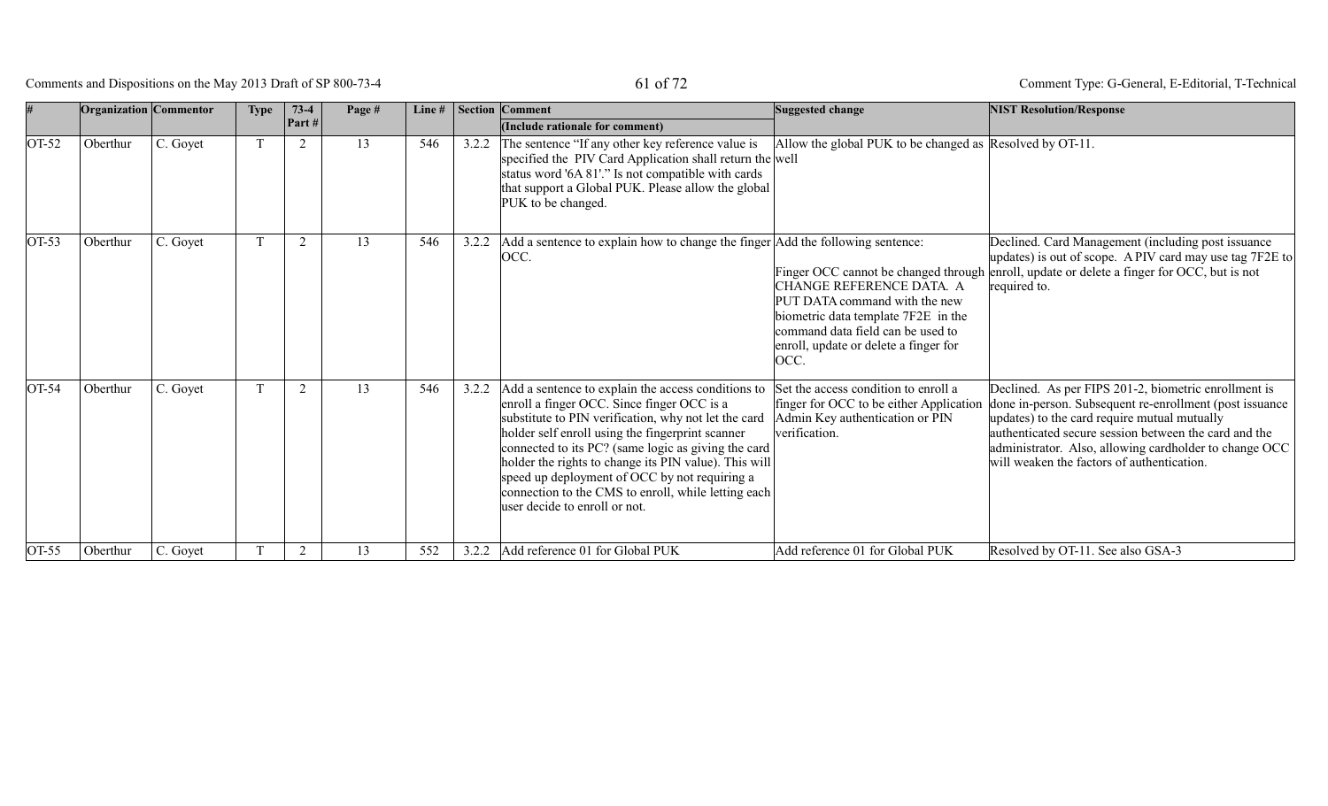| # | Organization | Commentor | Type | 73-4 Part # | Page # | Line # | Section | Comment (Include rationale for comment) | Suggested change | NIST Resolution/Response |
|---|---|---|---|---|---|---|---|---|---|---|
| OT-52 | Oberthur | C. Goyet | T | 2 | 13 | 546 | 3.2.2 | The sentence "If any other key reference value is specified the PIV Card Application shall return the status word '6A 81'." Is not compatible with cards that support a Global PUK. Please allow the global PUK to be changed. | Allow the global PUK to be changed as well | Resolved by OT-11. |
| OT-53 | Oberthur | C. Goyet | T | 2 | 13 | 546 | 3.2.2 | Add a sentence to explain how to change the finger OCC. | Add the following sentence: Finger OCC cannot be changed through CHANGE REFERENCE DATA. A PUT DATA command with the new biometric data template 7F2E in the command data field can be used to enroll, update or delete a finger for OCC. | Declined. Card Management (including post issuance updates) is out of scope. A PIV card may use tag 7F2E to enroll, update or delete a finger for OCC, but is not required to. |
| OT-54 | Oberthur | C. Goyet | T | 2 | 13 | 546 | 3.2.2 | Add a sentence to explain the access conditions to enroll a finger OCC. Since finger OCC is a substitute to PIN verification, why not let the card holder self enroll using the fingerprint scanner connected to its PC? (same logic as giving the card holder the rights to change its PIN value). This will speed up deployment of OCC by not requiring a connection to the CMS to enroll, while letting each user decide to enroll or not. | Set the access condition to enroll a finger for OCC to be either Application Admin Key authentication or PIN verification. | Declined. As per FIPS 201-2, biometric enrollment is done in-person. Subsequent re-enrollment (post issuance updates) to the card require mutual mutually authenticated secure session between the card and the administrator. Also, allowing cardholder to change OCC will weaken the factors of authentication. |
| OT-55 | Oberthur | C. Goyet | T | 2 | 13 | 552 | 3.2.2 | Add reference 01 for Global PUK | Add reference 01 for Global PUK | Resolved by OT-11. See also GSA-3 |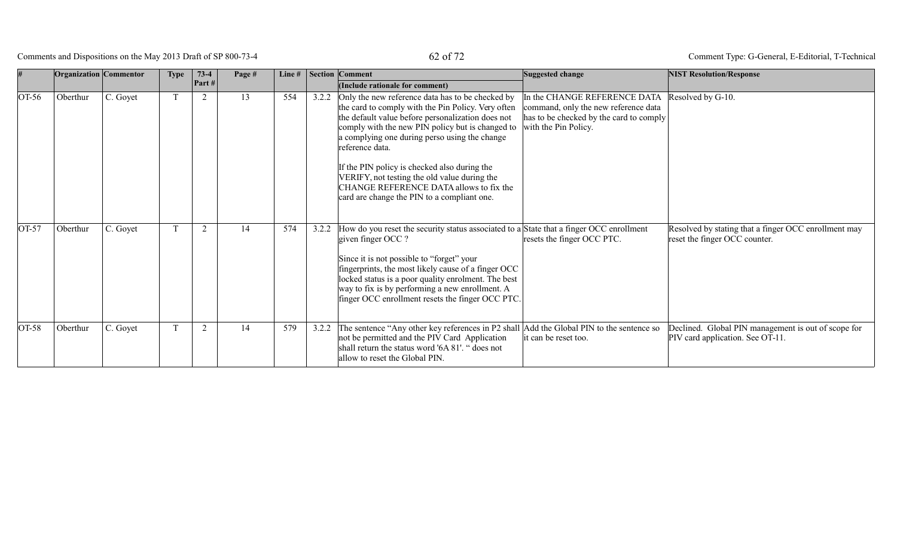| # | Organization | Commentor | Type | 73-4 Part # | Page # | Line # | Section | Comment (Include rationale for comment) | Suggested change | NIST Resolution/Response |
|---|---|---|---|---|---|---|---|---|---|---|
| OT-56 | Oberthur | C. Goyet | T | 2 | 13 | 554 | 3.2.2 | Only the new reference data has to be checked by the card to comply with the Pin Policy. Very often the default value before personalization does not comply with the new PIN policy but is changed to a complying one during perso using the change reference data.<br><br>If the PIN policy is checked also during the VERIFY, not testing the old value during the CHANGE REFERENCE DATA allows to fix the card are change the PIN to a compliant one. | In the CHANGE REFERENCE DATA command, only the new reference data has to be checked by the card to comply with the Pin Policy. | Resolved by G-10. |
| OT-57 | Oberthur | C. Goyet | T | 2 | 14 | 574 | 3.2.2 | How do you reset the security status associated to a given finger OCC ?<br><br>Since it is not possible to "forget" your fingerprints, the most likely cause of a finger OCC locked status is a poor quality enrolment. The best way to fix is by performing a new enrollment. A finger OCC enrollment resets the finger OCC PTC. | State that a finger OCC enrollment resets the finger OCC PTC. | Resolved by stating that a finger OCC enrollment may reset the finger OCC counter. |
| OT-58 | Oberthur | C. Goyet | T | 2 | 14 | 579 | 3.2.2 | The sentence "Any other key references in P2 shall not be permitted and the PIV Card Application shall return the status word '6A 81'. " does not allow to reset the Global PIN. | Add the Global PIN to the sentence so it can be reset too. | Declined. Global PIN management is out of scope for PIV card application. See OT-11. |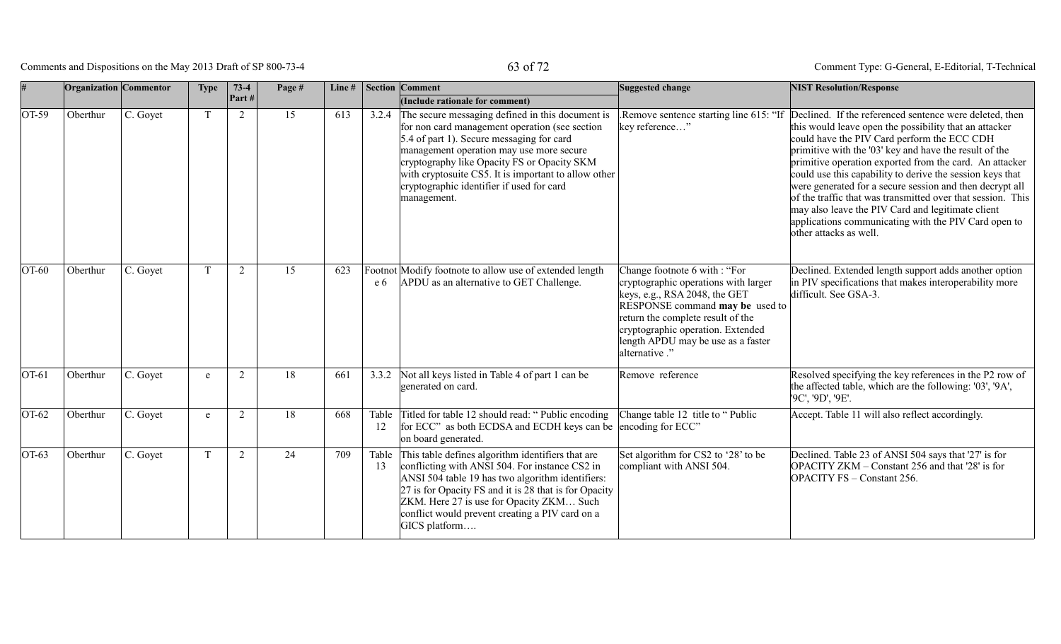| # | Organization | Commentor | Type | 73-4 Part # | Page # | Line # | Section | Comment (Include rationale for comment) | Suggested change | NIST Resolution/Response |
|---|---|---|---|---|---|---|---|---|---|---|
| OT-59 | Oberthur | C. Goyet | T | 2 | 15 | 613 | 3.2.4 | The secure messaging defined in this document is for non card management operation (see section 5.4 of part 1). Secure messaging for card management operation may use more secure cryptography like Opacity FS or Opacity SKM with cryptosuite CS5. It is important to allow other cryptographic identifier if used for card management. | .Remove sentence starting line 615: "If key reference…" | Declined. If the referenced sentence were deleted, then this would leave open the possibility that an attacker could have the PIV Card perform the ECC CDH primitive with the '03' key and have the result of the primitive operation exported from the card. An attacker could use this capability to derive the session keys that were generated for a secure session and then decrypt all of the traffic that was transmitted over that session. This may also leave the PIV Card and legitimate client applications communicating with the PIV Card open to other attacks as well. |
| OT-60 | Oberthur | C. Goyet | T | 2 | 15 | 623 | Footnote 6 | Modify footnote to allow use of extended length APDU as an alternative to GET Challenge. | Change footnote 6 with : "For cryptographic operations with larger keys, e.g., RSA 2048, the GET RESPONSE command **may be** used to return the complete result of the cryptographic operation. Extended length APDU may be use as a faster alternative ." | Declined. Extended length support adds another option in PIV specifications that makes interoperability more difficult. See GSA-3. |
| OT-61 | Oberthur | C. Goyet | e | 2 | 18 | 661 | 3.3.2 | Not all keys listed in Table 4 of part 1 can be generated on card. | Remove reference | Resolved specifying the key references in the P2 row of the affected table, which are the following: '03', '9A', '9C', '9D', '9E'. |
| OT-62 | Oberthur | C. Goyet | e | 2 | 18 | 668 | Table 12 | Titled for table 12 should read: " Public encoding for ECC" as both ECDSA and ECDH keys can be on board generated. | Change table 12 title to " Public encoding for ECC" | Accept. Table 11 will also reflect accordingly. |
| OT-63 | Oberthur | C. Goyet | T | 2 | 24 | 709 | Table 13 | This table defines algorithm identifiers that are conflicting with ANSI 504. For instance CS2 in ANSI 504 table 19 has two algorithm identifiers: 27 is for Opacity FS and it is 28 that is for Opacity ZKM. Here 27 is use for Opacity ZKM… Such conflict would prevent creating a PIV card on a GICS platform…. | Set algorithm for CS2 to '28' to be compliant with ANSI 504. | Declined. Table 23 of ANSI 504 says that '27' is for OPACITY ZKM – Constant 256 and that '28' is for OPACITY FS – Constant 256. |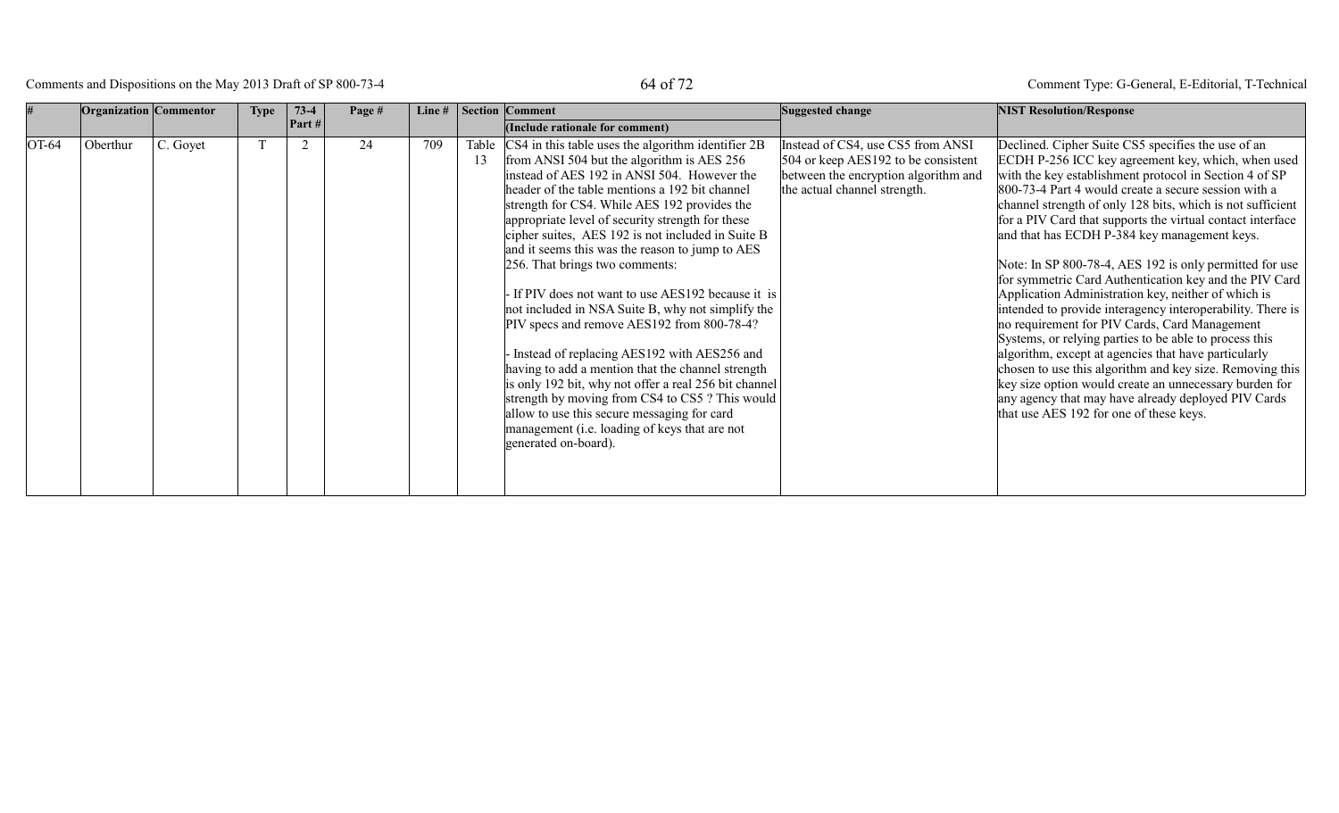| # | Organization | Commentor | Type | 73-4 Part # | Page # | Line # | Section | Comment (Include rationale for comment) | Suggested change | NIST Resolution/Response |
|---|---|---|---|---|---|---|---|---|---|---|
| OT-64 | Oberthur | C. Goyet | T | 2 | 24 | 709 | Table 13 | CS4 in this table uses the algorithm identifier 2B from ANSI 504 but the algorithm is AES 256 instead of AES 192 in ANSI 504. However the header of the table mentions a 192 bit channel strength for CS4. While AES 192 provides the appropriate level of security strength for these cipher suites, AES 192 is not included in Suite B and it seems this was the reason to jump to AES 256. That brings two comments:<br><br>- If PIV does not want to use AES192 because it is not included in NSA Suite B, why not simplify the PIV specs and remove AES192 from 800-78-4?<br><br>- Instead of replacing AES192 with AES256 and having to add a mention that the channel strength is only 192 bit, why not offer a real 256 bit channel strength by moving from CS4 to CS5 ? This would allow to use this secure messaging for card management (i.e. loading of keys that are not generated on-board). | Instead of CS4, use CS5 from ANSI 504 or keep AES192 to be consistent between the encryption algorithm and the actual channel strength. | Declined. Cipher Suite CS5 specifies the use of an ECDH P-256 ICC key agreement key, which, when used with the key establishment protocol in Section 4 of SP 800-73-4 Part 4 would create a secure session with a channel strength of only 128 bits, which is not sufficient for a PIV Card that supports the virtual contact interface and that has ECDH P-384 key management keys.<br><br>Note: In SP 800-78-4, AES 192 is only permitted for use for symmetric Card Authentication key and the PIV Card Application Administration key, neither of which is intended to provide interagency interoperability. There is no requirement for PIV Cards, Card Management Systems, or relying parties to be able to process this algorithm, except at agencies that have particularly chosen to use this algorithm and key size. Removing this key size option would create an unnecessary burden for any agency that may have already deployed PIV Cards that use AES 192 for one of these keys. |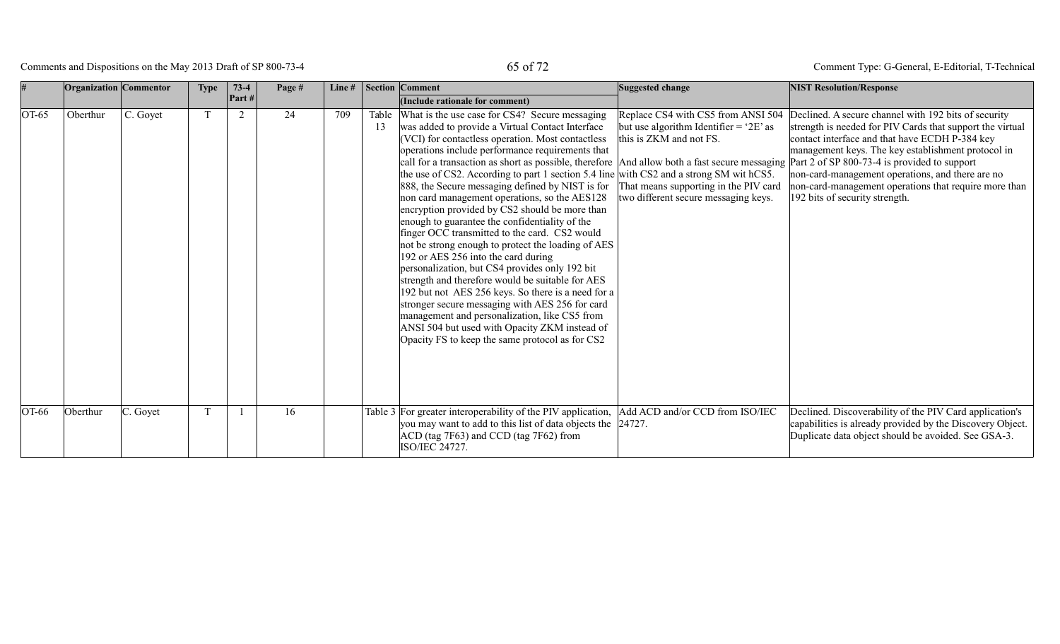| # | Organization | Commentor | Type | 73-4 Part # | Page # | Line # | Section | Comment (Include rationale for comment) | Suggested change | NIST Resolution/Response |
|---|---|---|---|---|---|---|---|---|---|---|
| OT-65 | Oberthur | C. Goyet | T | 2 | 24 | 709 | Table 13 | What is the use case for CS4? Secure messaging was added to provide a Virtual Contact Interface (VCI) for contactless operation. Most contactless operations include performance requirements that call for a transaction as short as possible, therefore the use of CS2. According to part 1 section 5.4 line 888, the Secure messaging defined by NIST is for non card management operations, so the AES128 encryption provided by CS2 should be more than enough to guarantee the confidentiality of the finger OCC transmitted to the card. CS2 would not be strong enough to protect the loading of AES 192 or AES 256 into the card during personalization, but CS4 provides only 192 bit strength and therefore would be suitable for AES 192 but not AES 256 keys. So there is a need for a stronger secure messaging with AES 256 for card management and personalization, like CS5 from ANSI 504 but used with Opacity ZKM instead of Opacity FS to keep the same protocol as for CS2 | Replace CS4 with CS5 from ANSI 504 but use algorithm Identifier = '2E' as this is ZKM and not FS.<br><br>And allow both a fast secure messaging with CS2 and a strong SM wit hCS5. That means supporting in the PIV card two different secure messaging keys. | Declined. A secure channel with 192 bits of security strength is needed for PIV Cards that support the virtual contact interface and that have ECDH P-384 key management keys. The key establishment protocol in Part 2 of SP 800-73-4 is provided to support non-card-management operations, and there are no non-card-management operations that require more than 192 bits of security strength. |
| OT-66 | Oberthur | C. Goyet | T | 1 | 16 | | Table 3 | For greater interoperability of the PIV application, you may want to add to this list of data objects the ACD (tag 7F63) and CCD (tag 7F62) from ISO/IEC 24727. | Add ACD and/or CCD from ISO/IEC 24727. | Declined. Discoverability of the PIV Card application's capabilities is already provided by the Discovery Object. Duplicate data object should be avoided. See GSA-3. |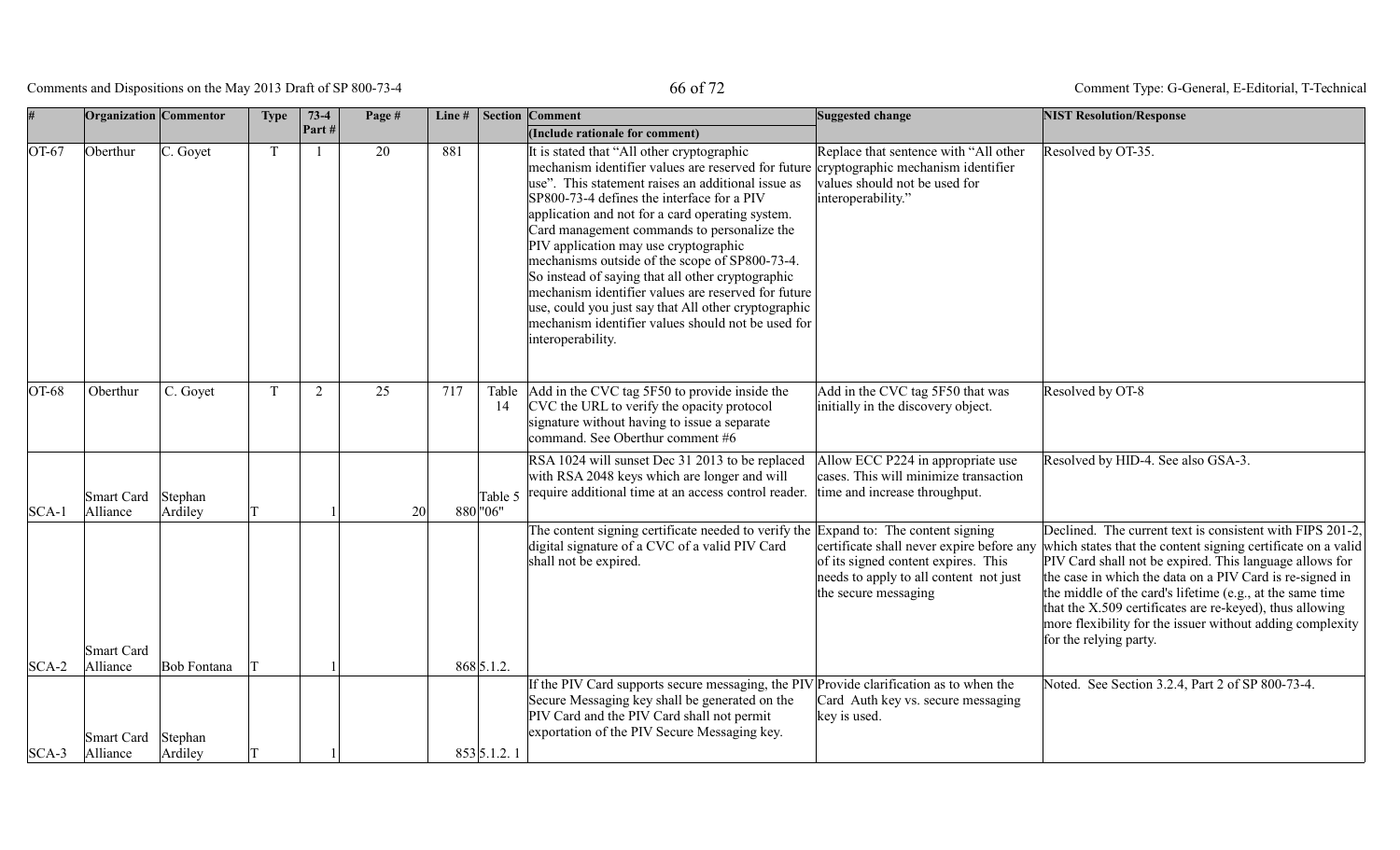| # | Organization | Commentor | Type | 73-4 Part # | Page # | Line # | Section | Comment (Include rationale for comment) | Suggested change | NIST Resolution/Response |
|---|---|---|---|---|---|---|---|---|---|---|
| OT-67 | Oberthur | C. Goyet | T | 1 | 20 | 881 | | It is stated that "All other cryptographic mechanism identifier values are reserved for future use". This statement raises an additional issue as SP800-73-4 defines the interface for a PIV application and not for a card operating system. Card management commands to personalize the PIV application may use cryptographic mechanisms outside of the scope of SP800-73-4. So instead of saying that all other cryptographic mechanism identifier values are reserved for future use, could you just say that All other cryptographic mechanism identifier values should not be used for interoperability. | Replace that sentence with "All other cryptographic mechanism identifier values should not be used for interoperability." | Resolved by OT-35. |
| OT-68 | Oberthur | C. Goyet | T | 2 | 25 | 717 | Table 14 | Add in the CVC tag 5F50 to provide inside the CVC the URL to verify the opacity protocol signature without having to issue a separate command. See Oberthur comment #6 | Add in the CVC tag 5F50 that was initially in the discovery object. | Resolved by OT-8 |
| SCA-1 | Smart Card Alliance | Stephan Ardiley | T | 1 | 20 | 880 | Table 5 "06" | RSA 1024 will sunset Dec 31 2013 to be replaced with RSA 2048 keys which are longer and will require additional time at an access control reader. | Allow ECC P224 in appropriate use cases. This will minimize transaction time and increase throughput. | Resolved by HID-4. See also GSA-3. |
| SCA-2 | Smart Card Alliance | Bob Fontana | T | 1 | | 868 | 5.1.2. | The content signing certificate needed to verify the digital signature of a CVC of a valid PIV Card shall not be expired. | Expand to: The content signing certificate shall never expire before any of its signed content expires. This needs to apply to all content not just the secure messaging | Declined. The current text is consistent with FIPS 201-2, which states that the content signing certificate on a valid PIV Card shall not be expired. This language allows for the case in which the data on a PIV Card is re-signed in the middle of the card's lifetime (e.g., at the same time that the X.509 certificates are re-keyed), thus allowing more flexibility for the issuer without adding complexity for the relying party. |
| SCA-3 | Smart Card Alliance | Stephan Ardiley | T | 1 | | 853 | 5.1.2. 1 | If the PIV Card supports secure messaging, the PIV Secure Messaging key shall be generated on the PIV Card and the PIV Card shall not permit exportation of the PIV Secure Messaging key. | Provide clarification as to when the Card Auth key vs. secure messaging key is used. | Noted. See Section 3.2.4, Part 2 of SP 800-73-4. |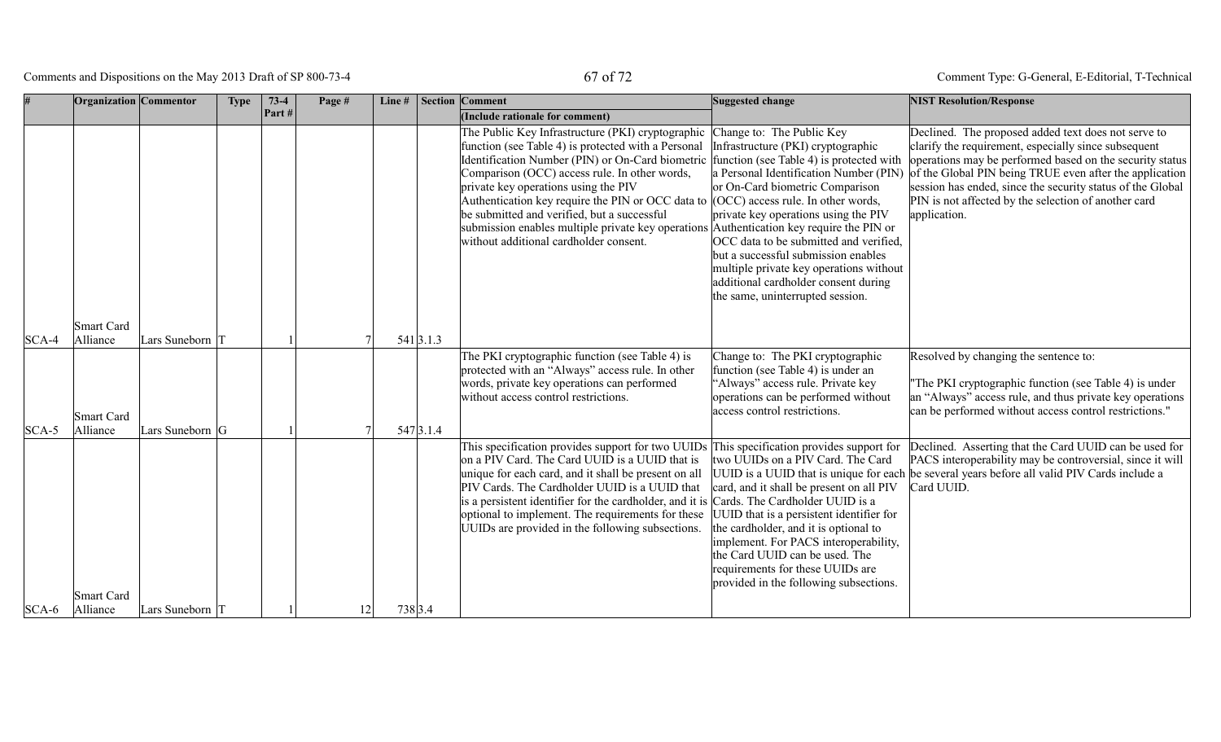| # | Organization | Commentor | Type | 73-4 Part # | Page # | Line # | Section | Comment (Include rationale for comment) | Suggested change | NIST Resolution/Response |
|---|---|---|---|---|---|---|---|---|---|---|
| SCA-4 | Smart Card Alliance | Lars Suneborn | T | 1 | 7 | 541 | 3.1.3 | The Public Key Infrastructure (PKI) cryptographic function (see Table 4) is protected with a Personal Identification Number (PIN) or On-Card biometric Comparison (OCC) access rule. In other words, private key operations using the PIV Authentication key require the PIN or OCC data to be submitted and verified, but a successful submission enables multiple private key operations without additional cardholder consent. | Change to: The Public Key Infrastructure (PKI) cryptographic function (see Table 4) is protected with a Personal Identification Number (PIN) or On-Card biometric Comparison (OCC) access rule. In other words, private key operations using the PIV Authentication key require the PIN or OCC data to be submitted and verified, but a successful submission enables multiple private key operations without additional cardholder consent during the same, uninterrupted session. | Declined. The proposed added text does not serve to clarify the requirement, especially since subsequent operations may be performed based on the security status of the Global PIN being TRUE even after the application session has ended, since the security status of the Global PIN is not affected by the selection of another card application. |
| SCA-5 | Smart Card Alliance | Lars Suneborn | G | 1 | 7 | 547 | 3.1.4 | The PKI cryptographic function (see Table 4) is protected with an "Always" access rule. In other words, private key operations can performed without access control restrictions. | Change to: The PKI cryptographic function (see Table 4) is under an "Always" access rule. Private key operations can be performed without access control restrictions. | Resolved by changing the sentence to: "The PKI cryptographic function (see Table 4) is under an "Always" access rule, and thus private key operations can be performed without access control restrictions." |
| SCA-6 | Smart Card Alliance | Lars Suneborn | T | 1 | 12 | 738 | 3.4 | This specification provides support for two UUIDs on a PIV Card. The Card UUID is a UUID that is unique for each card, and it shall be present on all PIV Cards. The Cardholder UUID is a UUID that is a persistent identifier for the cardholder, and it is optional to implement. The requirements for these UUIDs are provided in the following subsections. | This specification provides support for two UUIDs on a PIV Card. The Card UUID is a UUID that is unique for each card, and it shall be present on all PIV Cards. The Cardholder UUID is a UUID that is a persistent identifier for the cardholder, and it is optional to implement. For PACS interoperability, the Card UUID can be used. The requirements for these UUIDs are provided in the following subsections. | Declined. Asserting that the Card UUID can be used for PACS interoperability may be controversial, since it will be several years before all valid PIV Cards include a Card UUID. |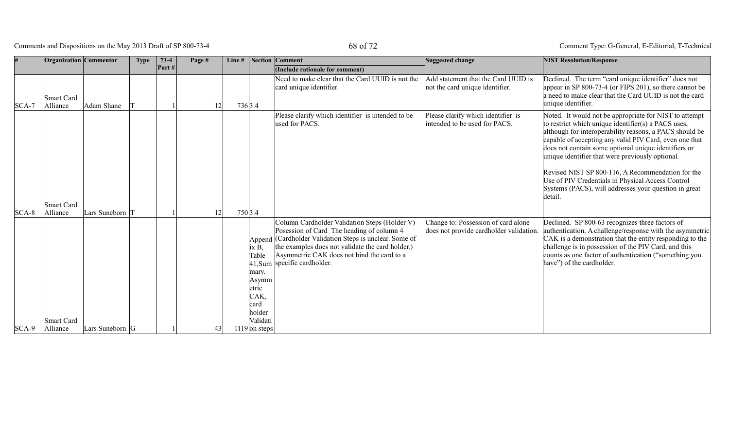| # | Organization | Commentor | Type | 73-4 Part # | Page # | Line # | Section | Comment (Include rationale for comment) | Suggested change | NIST Resolution/Response |
|---|---|---|---|---|---|---|---|---|---|---|
| SCA-7 | Smart Card Alliance | Adam Shane | T | 1 | 12 | 736 | 3.4 | Need to make clear that the Card UUID is not the card unique identifier. | Add statement that the Card UUID is not the card unique identifier. | Declined. The term "card unique identifier" does not appear in SP 800-73-4 (or FIPS 201), so there cannot be a need to make clear that the Card UUID is not the card unique identifier. |
| SCA-8 | Smart Card Alliance | Lars Suneborn | T | 1 | 12 | 750 | 3.4 | Please clarify which identifier is intended to be used for PACS. | Please clarify which identifier is intended to be used for PACS. | Noted. It would not be appropriate for NIST to attempt to restrict which unique identifier(s) a PACS uses, although for interoperability reasons, a PACS should be capable of accepting any valid PIV Card, even one that does not contain some optional unique identifiers or unique identifier that were previously optional.<br><br>Revised NIST SP 800-116, A Recommendation for the Use of PIV Credentials in Physical Access Control Systems (PACS), will addresses your question in great detail. |
| SCA-9 | Smart Card Alliance | Lars Suneborn | G | 1 | 43 | 1119 | Appendix B, Table 41,Summary. Asymmetric CAK, card holder Validation steps | Column Cardholder Validation Steps (Holder V) Posession of Card The heading of column 4 (Cardholder Validation Steps is unclear. Some of the examples does not validate the card holder.) Asymmetric CAK does not bind the card to a specific cardholder. | Change to: Possession of card alone does not provide cardholder validation. | Declined. SP 800-63 recognizes three factors of authentication. A challenge/response with the asymmetric CAK is a demonstration that the entity responding to the challenge is in possession of the PIV Card, and this counts as one factor of authentication ("something you have") of the cardholder. |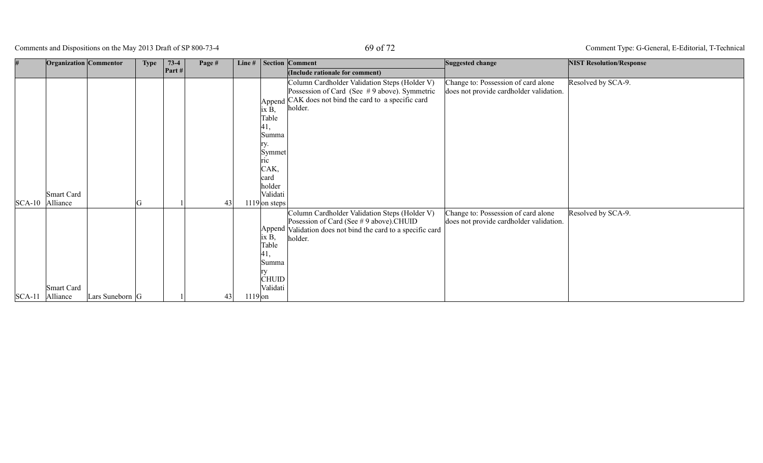| # | Organization | Commentor | Type | 73-4 Part # | Page # | Line # | Section | Comment (Include rationale for comment) | Suggested change | NIST Resolution/Response |
|---|---|---|---|---|---|---|---|---|---|---|
| SCA-10 | Smart Card Alliance | | G | 1 | 43 | 1119 | Appendix B, Table 41, Summary. Symmetric CAK, card holder Validation steps | Column Cardholder Validation Steps (Holder V) Possession of Card (See # 9 above). Symmetric CAK does not bind the card to a specific card holder. | Change to: Possession of card alone does not provide cardholder validation. | Resolved by SCA-9. |
| SCA-11 | Smart Card Alliance | Lars Suneborn | G | 1 | 43 | 1119 | Appendix B, Table 41, Summary CHUID Validation | Column Cardholder Validation Steps (Holder V) Posession of Card (See # 9 above).CHUID Validation does not bind the card to a specific card holder. | Change to: Possession of card alone does not provide cardholder validation. | Resolved by SCA-9. |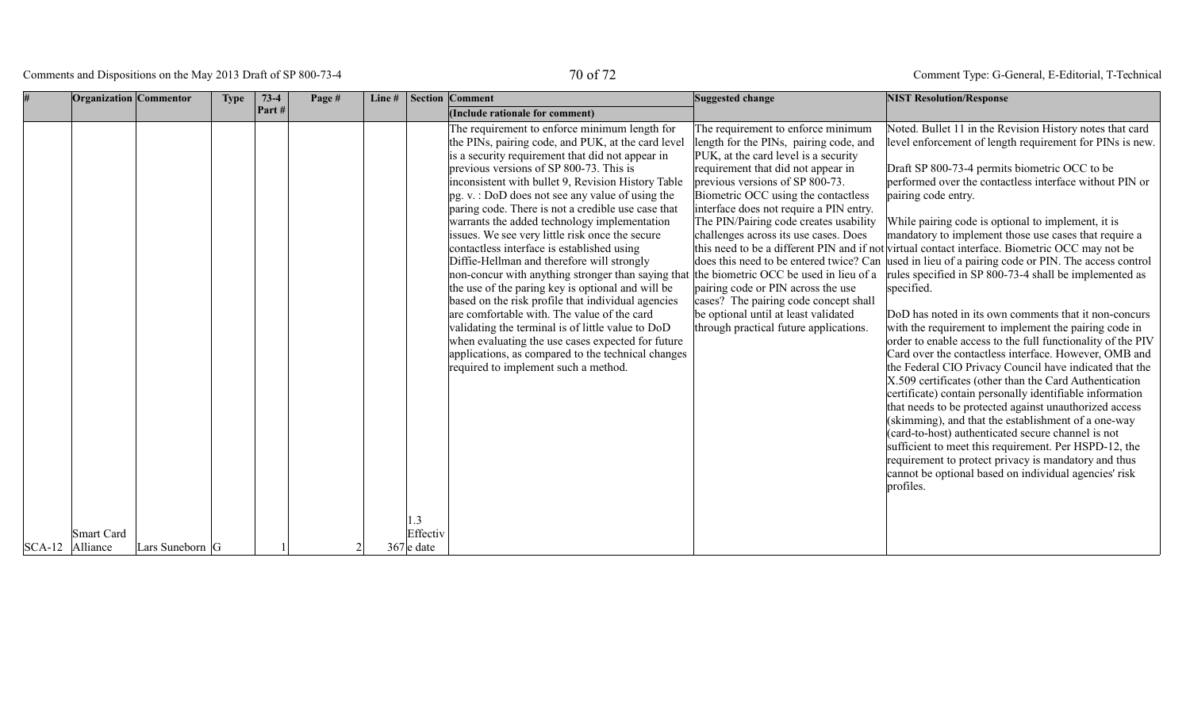| # | Organization | Commentor | Type | 73-4 Part # | Page # | Line # | Section | Comment (Include rationale for comment) | Suggested change | NIST Resolution/Response |
|---|---|---|---|---|---|---|---|---|---|---|
| SCA-12 | Smart Card Alliance | Lars Suneborn | G | 1 | 2 | 367 | 1.3 Effective date | The requirement to enforce minimum length for the PINs, pairing code, and PUK, at the card level is a security requirement that did not appear in previous versions of SP 800-73. This is inconsistent with bullet 9, Revision History Table pg. v. : DoD does not see any value of using the paring code. There is not a credible use case that warrants the added technology implementation issues. We see very little risk once the secure contactless interface is established using Diffie-Hellman and therefore will strongly non-concur with anything stronger than saying that the use of the paring key is optional and will be based on the risk profile that individual agencies are comfortable with. The value of the card validating the terminal is of little value to DoD when evaluating the use cases expected for future applications, as compared to the technical changes required to implement such a method. | The requirement to enforce minimum length for the PINs, pairing code, and PUK, at the card level is a security requirement that did not appear in previous versions of SP 800-73. Biometric OCC using the contactless interface does not require a PIN entry. The PIN/Pairing code creates usability challenges across its use cases. Does this need to be a different PIN and if not does this need to be entered twice? Can the biometric OCC be used in lieu of a pairing code or PIN across the use cases? The pairing code concept shall be optional until at least validated through practical future applications. | Noted. Bullet 11 in the Revision History notes that card level enforcement of length requirement for PINs is new.<br><br>Draft SP 800-73-4 permits biometric OCC to be performed over the contactless interface without PIN or pairing code entry.<br><br>While pairing code is optional to implement, it is mandatory to implement those use cases that require a virtual contact interface. Biometric OCC may not be used in lieu of a pairing code or PIN. The access control rules specified in SP 800-73-4 shall be implemented as specified.<br><br>DoD has noted in its own comments that it non-concurs with the requirement to implement the pairing code in order to enable access to the full functionality of the PIV Card over the contactless interface. However, OMB and the Federal CIO Privacy Council have indicated that the X.509 certificates (other than the Card Authentication certificate) contain personally identifiable information that needs to be protected against unauthorized access (skimming), and that the establishment of a one-way (card-to-host) authenticated secure channel is not sufficient to meet this requirement. Per HSPD-12, the requirement to protect privacy is mandatory and thus cannot be optional based on individual agencies' risk profiles. |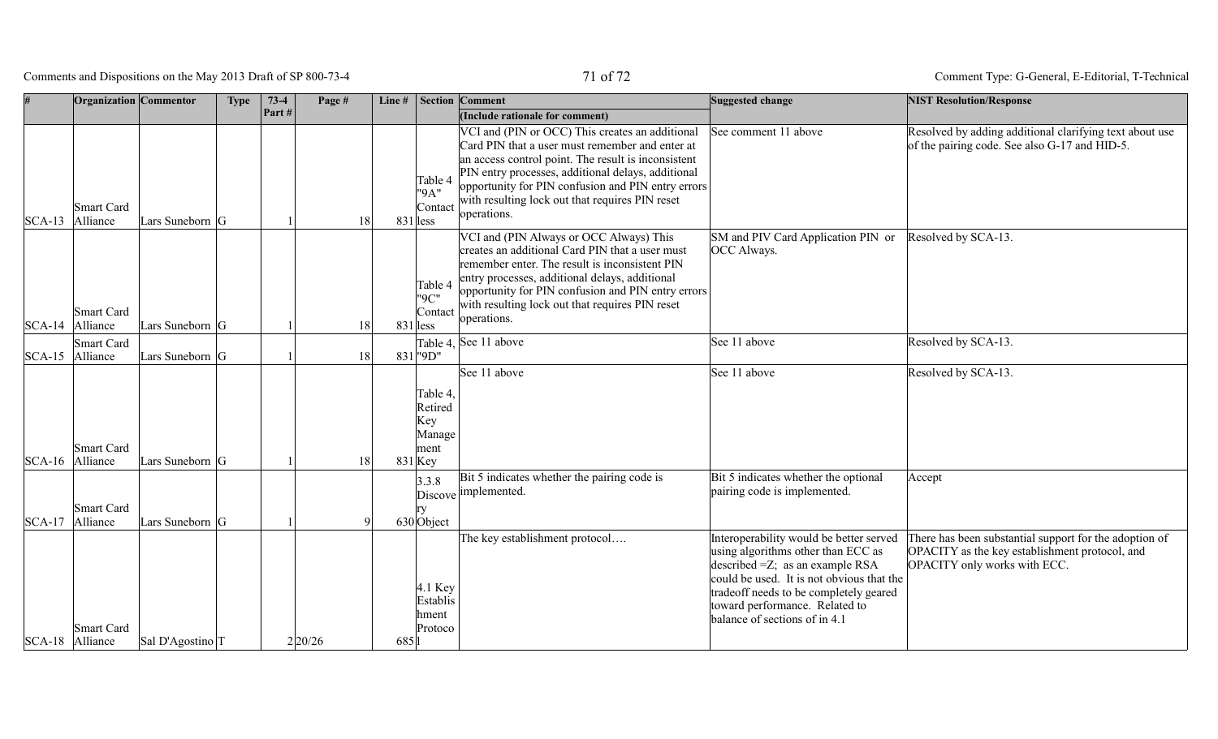| # | Organization | Commentor | Type | 73-4 Part # | Page # | Line # | Section | Comment (Include rationale for comment) | Suggested change | NIST Resolution/Response |
|---|---|---|---|---|---|---|---|---|---|---|
| SCA-13 | Smart Card Alliance | Lars Suneborn | G | 1 | 18 | 831 | Table 4 "9A" Contact less | VCI and (PIN or OCC) This creates an additional Card PIN that a user must remember and enter at an access control point. The result is inconsistent PIN entry processes, additional delays, additional opportunity for PIN confusion and PIN entry errors with resulting lock out that requires PIN reset operations. | See comment 11 above | Resolved by adding additional clarifying text about use of the pairing code. See also G-17 and HID-5. |
| SCA-14 | Smart Card Alliance | Lars Suneborn | G | 1 | 18 | 831 | Table 4 "9C" Contact less | VCI and (PIN Always or OCC Always) This creates an additional Card PIN that a user must remember enter. The result is inconsistent PIN entry processes, additional delays, additional opportunity for PIN confusion and PIN entry errors with resulting lock out that requires PIN reset operations. | SM and PIV Card Application PIN or OCC Always. | Resolved by SCA-13. |
| SCA-15 | Smart Card Alliance | Lars Suneborn | G | 1 | 18 | 831 | Table 4, "9D" | See 11 above | See 11 above | Resolved by SCA-13. |
| SCA-16 | Smart Card Alliance | Lars Suneborn | G | 1 | 18 | 831 | Table 4, Retired Key Management Key | See 11 above | See 11 above | Resolved by SCA-13. |
| SCA-17 | Smart Card Alliance | Lars Suneborn | G | 1 | 9 | 630 | 3.3.8 Discovery Object | Bit 5 indicates whether the pairing code is implemented. | Bit 5 indicates whether the optional pairing code is implemented. | Accept |
| SCA-18 | Smart Card Alliance | Sal D'Agostino | T | 2 | 20/26 | 685 | 4.1 Key Establishment Protocol | The key establishment protocol…. | Interoperability would be better served using algorithms other than ECC as described =Z; as an example RSA could be used. It is not obvious that the tradeoff needs to be completely geared toward performance. Related to balance of sections of in 4.1 | There has been substantial support for the adoption of OPACITY as the key establishment protocol, and OPACITY only works with ECC. |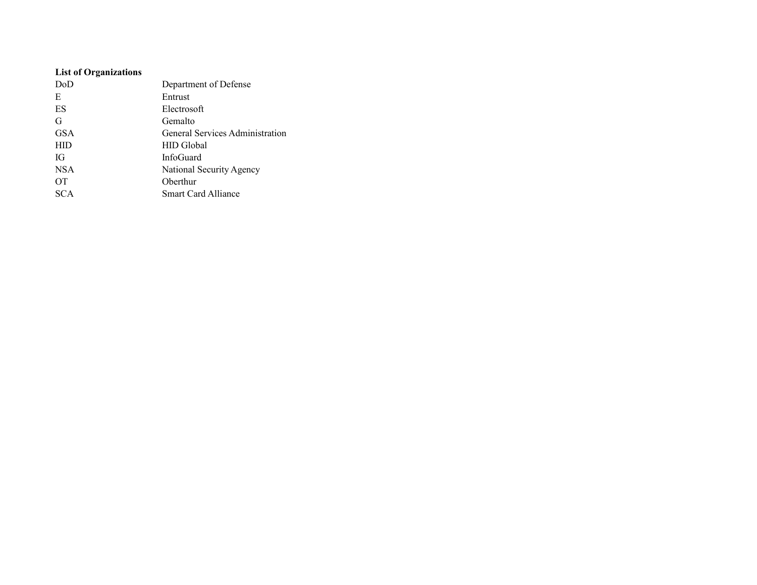**List of Organizations**

| | |
|---|---|
| DoD | Department of Defense |
| E | Entrust |
| ES | Electrosoft |
| G | Gemalto |
| GSA | General Services Administration |
| HID | HID Global |
| IG | InfoGuard |
| NSA | National Security Agency |
| OT | Oberthur |
| SCA | Smart Card Alliance |